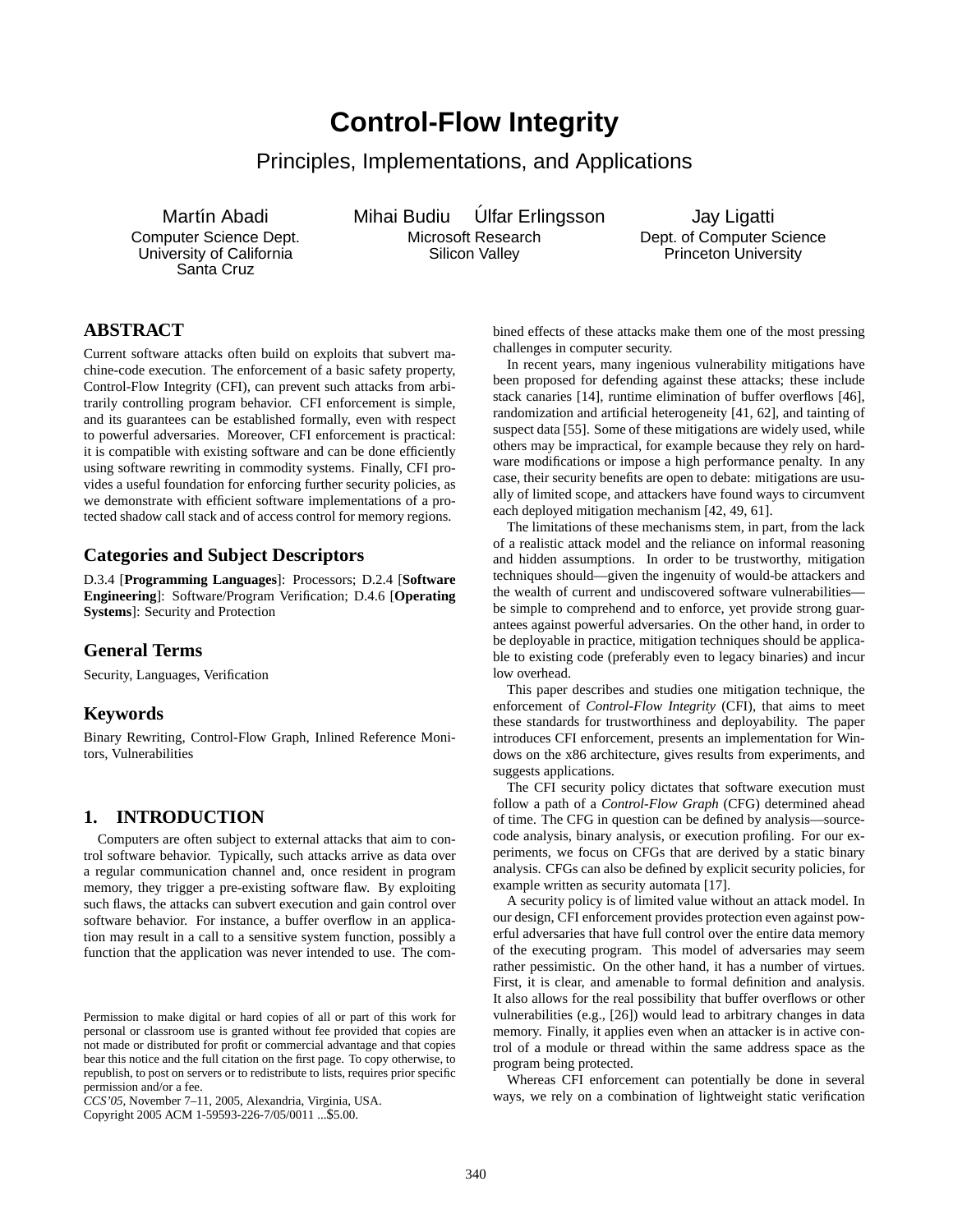# Control-Flow Integrity

## Principles, Implementations, and Applications

Martín Abadi
Computer Science Dept.
University of California
Santa Cruz

Mihai Budiu Úlfar Erlingsson
Microsoft Research
Silicon Valley

Jay Ligatti
Dept. of Computer Science
Princeton University

## ABSTRACT

Current software attacks often build on exploits that subvert machine-code execution. The enforcement of a basic safety property, Control-Flow Integrity (CFI), can prevent such attacks from arbitrarily controlling program behavior. CFI enforcement is simple, and its guarantees can be established formally, even with respect to powerful adversaries. Moreover, CFI enforcement is practical: it is compatible with existing software and can be done efficiently using software rewriting in commodity systems. Finally, CFI provides a useful foundation for enforcing further security policies, as we demonstrate with efficient software implementations of a protected shadow call stack and of access control for memory regions.

## Categories and Subject Descriptors

D.3.4 [**Programming Languages**]: Processors; D.2.4 [**Software Engineering**]: Software/Program Verification; D.4.6 [**Operating Systems**]: Security and Protection

## General Terms

Security, Languages, Verification

## Keywords

Binary Rewriting, Control-Flow Graph, Inlined Reference Monitors, Vulnerabilities

## 1. INTRODUCTION

Computers are often subject to external attacks that aim to control software behavior. Typically, such attacks arrive as data over a regular communication channel and, once resident in program memory, they trigger a pre-existing software flaw. By exploiting such flaws, the attacks can subvert execution and gain control over software behavior. For instance, a buffer overflow in an application may result in a call to a sensitive system function, possibly a function that the application was never intended to use. The combined effects of these attacks make them one of the most pressing challenges in computer security.

In recent years, many ingenious vulnerability mitigations have been proposed for defending against these attacks; these include stack canaries [14], runtime elimination of buffer overflows [46], randomization and artificial heterogeneity [41, 62], and tainting of suspect data [55]. Some of these mitigations are widely used, while others may be impractical, for example because they rely on hardware modifications or impose a high performance penalty. In any case, their security benefits are open to debate: mitigations are usually of limited scope, and attackers have found ways to circumvent each deployed mitigation mechanism [42, 49, 61].

The limitations of these mechanisms stem, in part, from the lack of a realistic attack model and the reliance on informal reasoning and hidden assumptions. In order to be trustworthy, mitigation techniques should—given the ingenuity of would-be attackers and the wealth of current and undiscovered software vulnerabilities—be simple to comprehend and to enforce, yet provide strong guarantees against powerful adversaries. On the other hand, in order to be deployable in practice, mitigation techniques should be applicable to existing code (preferably even to legacy binaries) and incur low overhead.

This paper describes and studies one mitigation technique, the enforcement of *Control-Flow Integrity* (CFI), that aims to meet these standards for trustworthiness and deployability. The paper introduces CFI enforcement, presents an implementation for Windows on the x86 architecture, gives results from experiments, and suggests applications.

The CFI security policy dictates that software execution must follow a path of a *Control-Flow Graph* (CFG) determined ahead of time. The CFG in question can be defined by analysis—source-code analysis, binary analysis, or execution profiling. For our experiments, we focus on CFGs that are derived by a static binary analysis. CFGs can also be defined by explicit security policies, for example written as security automata [17].

A security policy is of limited value without an attack model. In our design, CFI enforcement provides protection even against powerful adversaries that have full control over the entire data memory of the executing program. This model of adversaries may seem rather pessimistic. On the other hand, it has a number of virtues. First, it is clear, and amenable to formal definition and analysis. It also allows for the real possibility that buffer overflows or other vulnerabilities (e.g., [26]) would lead to arbitrary changes in data memory. Finally, it applies even when an attacker is in active control of a module or thread within the same address space as the program being protected.

Whereas CFI enforcement can potentially be done in several ways, we rely on a combination of lightweight static verification

Permission to make digital or hard copies of all or part of this work for personal or classroom use is granted without fee provided that copies are not made or distributed for profit or commercial advantage and that copies bear this notice and the full citation on the first page. To copy otherwise, to republish, to post on servers or to redistribute to lists, requires prior specific permission and/or a fee.
*CCS'05,* November 7–11, 2005, Alexandria, Virginia, USA.
Copyright 2005 ACM 1-59593-226-7/05/0011 ...$5.00.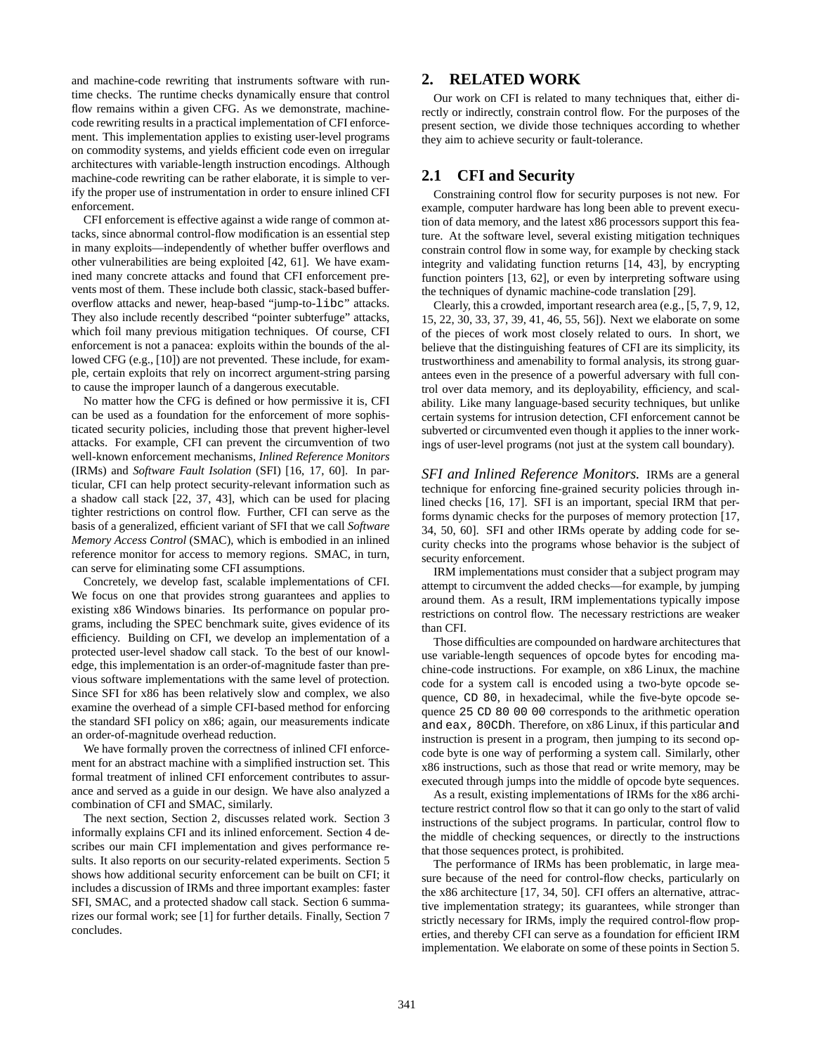and machine-code rewriting that instruments software with runtime checks. The runtime checks dynamically ensure that control flow remains within a given CFG. As we demonstrate, machine-code rewriting results in a practical implementation of CFI enforcement. This implementation applies to existing user-level programs on commodity systems, and yields efficient code even on irregular architectures with variable-length instruction encodings. Although machine-code rewriting can be rather elaborate, it is simple to verify the proper use of instrumentation in order to ensure inlined CFI enforcement.

CFI enforcement is effective against a wide range of common attacks, since abnormal control-flow modification is an essential step in many exploits—independently of whether buffer overflows and other vulnerabilities are being exploited [42, 61]. We have examined many concrete attacks and found that CFI enforcement prevents most of them. These include both classic, stack-based buffer-overflow attacks and newer, heap-based "jump-to-`libc`" attacks. They also include recently described "pointer subterfuge" attacks, which foil many previous mitigation techniques. Of course, CFI enforcement is not a panacea: exploits within the bounds of the allowed CFG (e.g., [10]) are not prevented. These include, for example, certain exploits that rely on incorrect argument-string parsing to cause the improper launch of a dangerous executable.

No matter how the CFG is defined or how permissive it is, CFI can be used as a foundation for the enforcement of more sophisticated security policies, including those that prevent higher-level attacks. For example, CFI can prevent the circumvention of two well-known enforcement mechanisms, *Inlined Reference Monitors* (IRMs) and *Software Fault Isolation* (SFI) [16, 17, 60]. In particular, CFI can help protect security-relevant information such as a shadow call stack [22, 37, 43], which can be used for placing tighter restrictions on control flow. Further, CFI can serve as the basis of a generalized, efficient variant of SFI that we call *Software Memory Access Control* (SMAC), which is embodied in an inlined reference monitor for access to memory regions. SMAC, in turn, can serve for eliminating some CFI assumptions.

Concretely, we develop fast, scalable implementations of CFI. We focus on one that provides strong guarantees and applies to existing x86 Windows binaries. Its performance on popular programs, including the SPEC benchmark suite, gives evidence of its efficiency. Building on CFI, we develop an implementation of a protected user-level shadow call stack. To the best of our knowledge, this implementation is an order-of-magnitude faster than previous software implementations with the same level of protection. Since SFI for x86 has been relatively slow and complex, we also examine the overhead of a simple CFI-based method for enforcing the standard SFI policy on x86; again, our measurements indicate an order-of-magnitude overhead reduction.

We have formally proven the correctness of inlined CFI enforcement for an abstract machine with a simplified instruction set. This formal treatment of inlined CFI enforcement contributes to assurance and served as a guide in our design. We have also analyzed a combination of CFI and SMAC, similarly.

The next section, Section 2, discusses related work. Section 3 informally explains CFI and its inlined enforcement. Section 4 describes our main CFI implementation and gives performance results. It also reports on our security-related experiments. Section 5 shows how additional security enforcement can be built on CFI; it includes a discussion of IRMs and three important examples: faster SFI, SMAC, and a protected shadow call stack. Section 6 summarizes our formal work; see [1] for further details. Finally, Section 7 concludes.

## 2. RELATED WORK

Our work on CFI is related to many techniques that, either directly or indirectly, constrain control flow. For the purposes of the present section, we divide those techniques according to whether they aim to achieve security or fault-tolerance.

### 2.1 CFI and Security

Constraining control flow for security purposes is not new. For example, computer hardware has long been able to prevent execution of data memory, and the latest x86 processors support this feature. At the software level, several existing mitigation techniques constrain control flow in some way, for example by checking stack integrity and validating function returns [14, 43], by encrypting function pointers [13, 62], or even by interpreting software using the techniques of dynamic machine-code translation [29].

Clearly, this a crowded, important research area (e.g., [5, 7, 9, 12, 15, 22, 30, 33, 37, 39, 41, 46, 55, 56]). Next we elaborate on some of the pieces of work most closely related to ours. In short, we believe that the distinguishing features of CFI are its simplicity, its trustworthiness and amenability to formal analysis, its strong guarantees even in the presence of a powerful adversary with full control over data memory, and its deployability, efficiency, and scalability. Like many language-based security techniques, but unlike certain systems for intrusion detection, CFI enforcement cannot be subverted or circumvented even though it applies to the inner workings of user-level programs (not just at the system call boundary).

*SFI and Inlined Reference Monitors.* IRMs are a general technique for enforcing fine-grained security policies through inlined checks [16, 17]. SFI is an important, special IRM that performs dynamic checks for the purposes of memory protection [17, 34, 50, 60]. SFI and other IRMs operate by adding code for security checks into the programs whose behavior is the subject of security enforcement.

IRM implementations must consider that a subject program may attempt to circumvent the added checks—for example, by jumping around them. As a result, IRM implementations typically impose restrictions on control flow. The necessary restrictions are weaker than CFI.

Those difficulties are compounded on hardware architectures that use variable-length sequences of opcode bytes for encoding machine-code instructions. For example, on x86 Linux, the machine code for a system call is encoded using a two-byte opcode sequence, `CD 80`, in hexadecimal, while the five-byte opcode sequence `25 CD 80 00 00` corresponds to the arithmetic operation `and eax, 80CDh`. Therefore, on x86 Linux, if this particular `and` instruction is present in a program, then jumping to its second opcode byte is one way of performing a system call. Similarly, other x86 instructions, such as those that read or write memory, may be executed through jumps into the middle of opcode byte sequences.

As a result, existing implementations of IRMs for the x86 architecture restrict control flow so that it can go only to the start of valid instructions of the subject programs. In particular, control flow to the middle of checking sequences, or directly to the instructions that those sequences protect, is prohibited.

The performance of IRMs has been problematic, in large measure because of the need for control-flow checks, particularly on the x86 architecture [17, 34, 50]. CFI offers an alternative, attractive implementation strategy; its guarantees, while stronger than strictly necessary for IRMs, imply the required control-flow properties, and thereby CFI can serve as a foundation for efficient IRM implementation. We elaborate on some of these points in Section 5.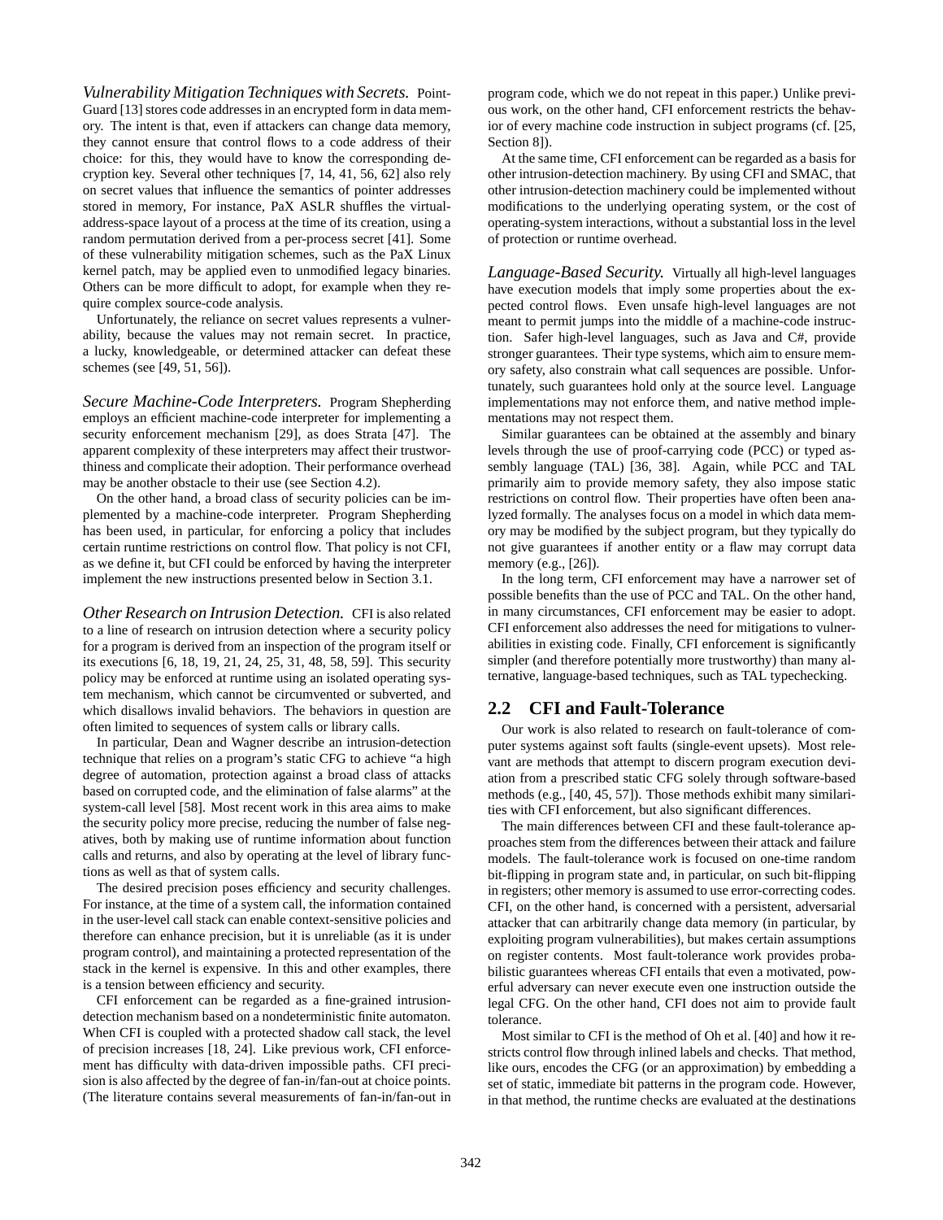*Vulnerability Mitigation Techniques with Secrets.* PointGuard [13] stores code addresses in an encrypted form in data memory. The intent is that, even if attackers can change data memory, they cannot ensure that control flows to a code address of their choice: for this, they would have to know the corresponding decryption key. Several other techniques [7, 14, 41, 56, 62] also rely on secret values that influence the semantics of pointer addresses stored in memory, For instance, PaX ASLR shuffles the virtual-address-space layout of a process at the time of its creation, using a random permutation derived from a per-process secret [41]. Some of these vulnerability mitigation schemes, such as the PaX Linux kernel patch, may be applied even to unmodified legacy binaries. Others can be more difficult to adopt, for example when they require complex source-code analysis.

Unfortunately, the reliance on secret values represents a vulnerability, because the values may not remain secret. In practice, a lucky, knowledgeable, or determined attacker can defeat these schemes (see [49, 51, 56]).

*Secure Machine-Code Interpreters.* Program Shepherding employs an efficient machine-code interpreter for implementing a security enforcement mechanism [29], as does Strata [47]. The apparent complexity of these interpreters may affect their trustworthiness and complicate their adoption. Their performance overhead may be another obstacle to their use (see Section 4.2).

On the other hand, a broad class of security policies can be implemented by a machine-code interpreter. Program Shepherding has been used, in particular, for enforcing a policy that includes certain runtime restrictions on control flow. That policy is not CFI, as we define it, but CFI could be enforced by having the interpreter implement the new instructions presented below in Section 3.1.

*Other Research on Intrusion Detection.* CFI is also related to a line of research on intrusion detection where a security policy for a program is derived from an inspection of the program itself or its executions [6, 18, 19, 21, 24, 25, 31, 48, 58, 59]. This security policy may be enforced at runtime using an isolated operating system mechanism, which cannot be circumvented or subverted, and which disallows invalid behaviors. The behaviors in question are often limited to sequences of system calls or library calls.

In particular, Dean and Wagner describe an intrusion-detection technique that relies on a program's static CFG to achieve "a high degree of automation, protection against a broad class of attacks based on corrupted code, and the elimination of false alarms" at the system-call level [58]. Most recent work in this area aims to make the security policy more precise, reducing the number of false negatives, both by making use of runtime information about function calls and returns, and also by operating at the level of library functions as well as that of system calls.

The desired precision poses efficiency and security challenges. For instance, at the time of a system call, the information contained in the user-level call stack can enable context-sensitive policies and therefore can enhance precision, but it is unreliable (as it is under program control), and maintaining a protected representation of the stack in the kernel is expensive. In this and other examples, there is a tension between efficiency and security.

CFI enforcement can be regarded as a fine-grained intrusion-detection mechanism based on a nondeterministic finite automaton. When CFI is coupled with a protected shadow call stack, the level of precision increases [18, 24]. Like previous work, CFI enforcement has difficulty with data-driven impossible paths. CFI precision is also affected by the degree of fan-in/fan-out at choice points. (The literature contains several measurements of fan-in/fan-out in program code, which we do not repeat in this paper.) Unlike previous work, on the other hand, CFI enforcement restricts the behavior of every machine code instruction in subject programs (cf. [25, Section 8]).

At the same time, CFI enforcement can be regarded as a basis for other intrusion-detection machinery. By using CFI and SMAC, that other intrusion-detection machinery could be implemented without modifications to the underlying operating system, or the cost of operating-system interactions, without a substantial loss in the level of protection or runtime overhead.

*Language-Based Security.* Virtually all high-level languages have execution models that imply some properties about the expected control flows. Even unsafe high-level languages are not meant to permit jumps into the middle of a machine-code instruction. Safer high-level languages, such as Java and C#, provide stronger guarantees. Their type systems, which aim to ensure memory safety, also constrain what call sequences are possible. Unfortunately, such guarantees hold only at the source level. Language implementations may not enforce them, and native method implementations may not respect them.

Similar guarantees can be obtained at the assembly and binary levels through the use of proof-carrying code (PCC) or typed assembly language (TAL) [36, 38]. Again, while PCC and TAL primarily aim to provide memory safety, they also impose static restrictions on control flow. Their properties have often been analyzed formally. The analyses focus on a model in which data memory may be modified by the subject program, but they typically do not give guarantees if another entity or a flaw may corrupt data memory (e.g., [26]).

In the long term, CFI enforcement may have a narrower set of possible benefits than the use of PCC and TAL. On the other hand, in many circumstances, CFI enforcement may be easier to adopt. CFI enforcement also addresses the need for mitigations to vulnerabilities in existing code. Finally, CFI enforcement is significantly simpler (and therefore potentially more trustworthy) than many alternative, language-based techniques, such as TAL typechecking.

## 2.2 CFI and Fault-Tolerance

Our work is also related to research on fault-tolerance of computer systems against soft faults (single-event upsets). Most relevant are methods that attempt to discern program execution deviation from a prescribed static CFG solely through software-based methods (e.g., [40, 45, 57]). Those methods exhibit many similarities with CFI enforcement, but also significant differences.

The main differences between CFI and these fault-tolerance approaches stem from the differences between their attack and failure models. The fault-tolerance work is focused on one-time random bit-flipping in program state and, in particular, on such bit-flipping in registers; other memory is assumed to use error-correcting codes. CFI, on the other hand, is concerned with a persistent, adversarial attacker that can arbitrarily change data memory (in particular, by exploiting program vulnerabilities), but makes certain assumptions on register contents. Most fault-tolerance work provides probabilistic guarantees whereas CFI entails that even a motivated, powerful adversary can never execute even one instruction outside the legal CFG. On the other hand, CFI does not aim to provide fault tolerance.

Most similar to CFI is the method of Oh et al. [40] and how it restricts control flow through inlined labels and checks. That method, like ours, encodes the CFG (or an approximation) by embedding a set of static, immediate bit patterns in the program code. However, in that method, the runtime checks are evaluated at the destinations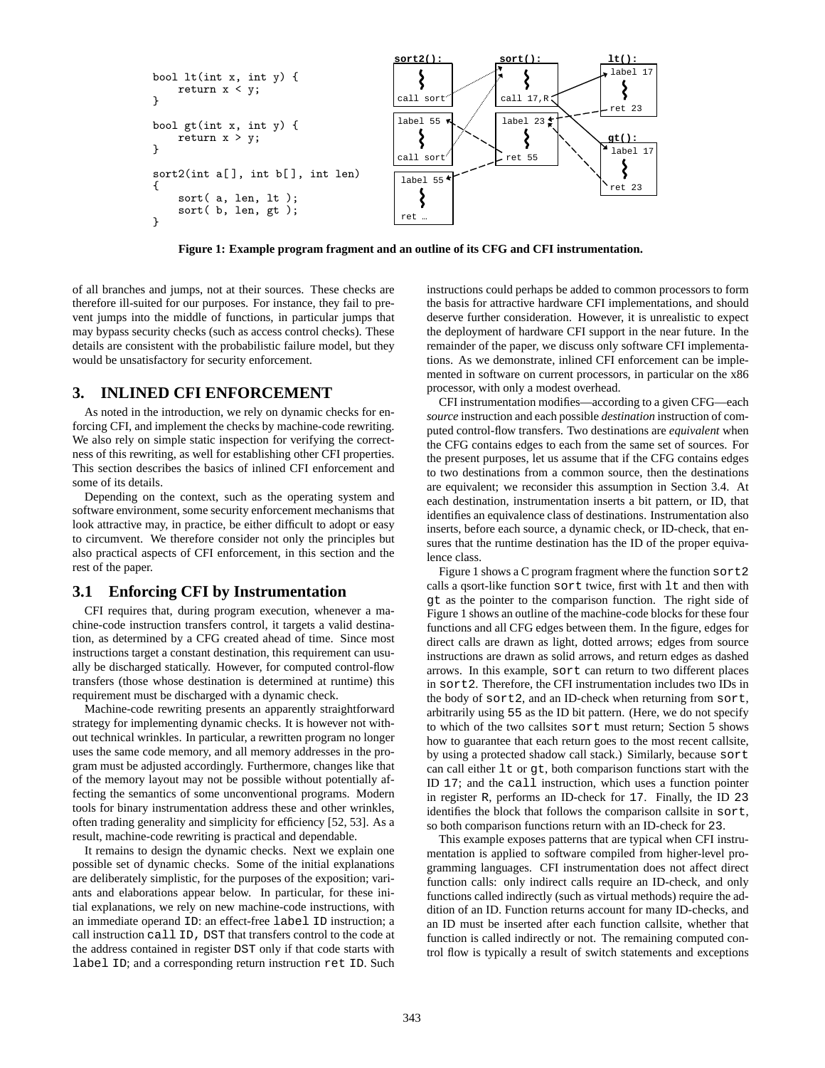```
bool lt(int x, int y) {
    return x < y;
}

bool gt(int x, int y) {
    return x > y;
}

sort2(int a[], int b[], int len)
{
    sort( a, len, lt );
    sort( b, len, gt );
}
```

```
sort2():        sort():         lt():
call sort       call 17,R       label 17
                                ret 23
label 55        label 23
call sort       ret 55          gt():
                                label 17
label 55                        ret 23
ret …
```

**Figure 1: Example program fragment and an outline of its CFG and CFI instrumentation.**

of all branches and jumps, not at their sources. These checks are therefore ill-suited for our purposes. For instance, they fail to prevent jumps into the middle of functions, in particular jumps that may bypass security checks (such as access control checks). These details are consistent with the probabilistic failure model, but they would be unsatisfactory for security enforcement.

## 3. INLINED CFI ENFORCEMENT

As noted in the introduction, we rely on dynamic checks for enforcing CFI, and implement the checks by machine-code rewriting. We also rely on simple static inspection for verifying the correctness of this rewriting, as well for establishing other CFI properties. This section describes the basics of inlined CFI enforcement and some of its details.

Depending on the context, such as the operating system and software environment, some security enforcement mechanisms that look attractive may, in practice, be either difficult to adopt or easy to circumvent. We therefore consider not only the principles but also practical aspects of CFI enforcement, in this section and the rest of the paper.

### 3.1 Enforcing CFI by Instrumentation

CFI requires that, during program execution, whenever a machine-code instruction transfers control, it targets a valid destination, as determined by a CFG created ahead of time. Since most instructions target a constant destination, this requirement can usually be discharged statically. However, for computed control-flow transfers (those whose destination is determined at runtime) this requirement must be discharged with a dynamic check.

Machine-code rewriting presents an apparently straightforward strategy for implementing dynamic checks. It is however not without technical wrinkles. In particular, a rewritten program no longer uses the same code memory, and all memory addresses in the program must be adjusted accordingly. Furthermore, changes like that of the memory layout may not be possible without potentially affecting the semantics of some unconventional programs. Modern tools for binary instrumentation address these and other wrinkles, often trading generality and simplicity for efficiency [52, 53]. As a result, machine-code rewriting is practical and dependable.

It remains to design the dynamic checks. Next we explain one possible set of dynamic checks. Some of the initial explanations are deliberately simplistic, for the purposes of the exposition; variants and elaborations appear below. In particular, for these initial explanations, we rely on new machine-code instructions, with an immediate operand `ID`: an effect-free `label ID` instruction; a call instruction `call ID, DST` that transfers control to the code at the address contained in register `DST` only if that code starts with `label ID`; and a corresponding return instruction `ret ID`. Such instructions could perhaps be added to common processors to form the basis for attractive hardware CFI implementations, and should deserve further consideration. However, it is unrealistic to expect the deployment of hardware CFI support in the near future. In the remainder of the paper, we discuss only software CFI implementations. As we demonstrate, inlined CFI enforcement can be implemented in software on current processors, in particular on the x86 processor, with only a modest overhead.

CFI instrumentation modifies—according to a given CFG—each *source* instruction and each possible *destination* instruction of computed control-flow transfers. Two destinations are *equivalent* when the CFG contains edges to each from the same set of sources. For the present purposes, let us assume that if the CFG contains edges to two destinations from a common source, then the destinations are equivalent; we reconsider this assumption in Section 3.4. At each destination, instrumentation inserts a bit pattern, or ID, that identifies an equivalence class of destinations. Instrumentation also inserts, before each source, a dynamic check, or ID-check, that ensures that the runtime destination has the ID of the proper equivalence class.

Figure 1 shows a C program fragment where the function `sort2` calls a qsort-like function `sort` twice, first with `lt` and then with `gt` as the pointer to the comparison function. The right side of Figure 1 shows an outline of the machine-code blocks for these four functions and all CFG edges between them. In the figure, edges for direct calls are drawn as light, dotted arrows; edges from source instructions are drawn as solid arrows, and return edges as dashed arrows. In this example, `sort` can return to two different places in `sort2`. Therefore, the CFI instrumentation includes two IDs in the body of `sort2`, and an ID-check when returning from `sort`, arbitrarily using `55` as the ID bit pattern. (Here, we do not specify to which of the two callsites `sort` must return; Section 5 shows how to guarantee that each return goes to the most recent callsite, by using a protected shadow call stack.) Similarly, because `sort` can call either `lt` or `gt`, both comparison functions start with the ID `17`; and the `call` instruction, which uses a function pointer in register `R`, performs an ID-check for `17`. Finally, the ID `23` identifies the block that follows the comparison callsite in `sort`, so both comparison functions return with an ID-check for `23`.

This example exposes patterns that are typical when CFI instrumentation is applied to software compiled from higher-level programming languages. CFI instrumentation does not affect direct function calls: only indirect calls require an ID-check, and only functions called indirectly (such as virtual methods) require the addition of an ID. Function returns account for many ID-checks, and an ID must be inserted after each function callsite, whether that function is called indirectly or not. The remaining computed control flow is typically a result of switch statements and exceptions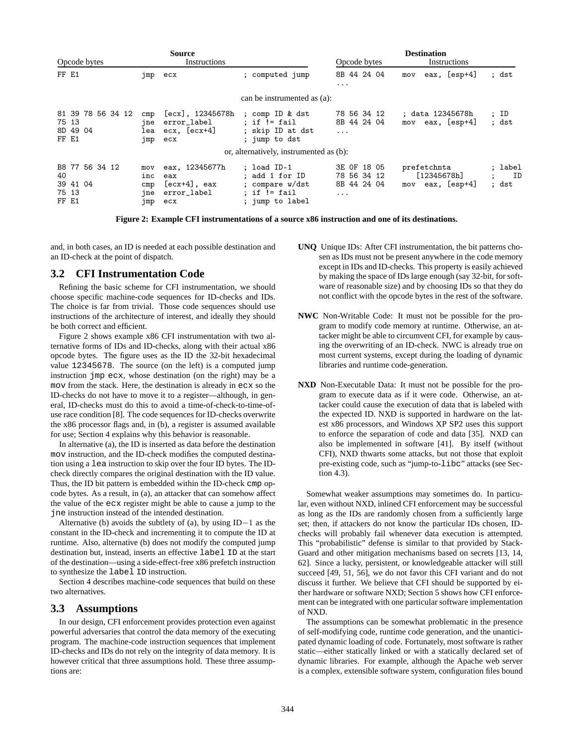| Source | | | | Destination | | |
|---|---|---|---|---|---|---|
| Opcode bytes | Instructions | | | Opcode bytes | Instructions | |
| FF E1 | jmp | ecx | ; computed jump | 8B 44 24 04<br>... | mov eax, [esp+4] | ; dst |
| | | | can be instrumented as (a): | | | |
| 81 39 78 56 34 12<br>75 13<br>8D 49 04<br>FF E1 | cmp<br>jne<br>lea<br>jmp | [ecx], 12345678h<br>error_label<br>ecx, [ecx+4]<br>ecx | ; comp ID & dst<br>; if != fail<br>; skip ID at dst<br>; jump to dst | 78 56 34 12<br>8B 44 24 04<br>... | ; data 12345678h<br>mov eax, [esp+4] | ; ID<br>; dst |
| | | | or, alternatively, instrumented as (b): | | | |
| B8 77 56 34 12<br>40<br>39 41 04<br>75 13<br>FF E1 | mov<br>inc<br>cmp<br>jne<br>jmp | eax, 12345677h<br>eax<br>[ecx+4], eax<br>error_label<br>ecx | ; load ID-1<br>; add 1 for ID<br>; compare w/dst<br>; if != fail<br>; jump to label | 3E 0F 18 05<br>78 56 34 12<br>8B 44 24 04<br>... | prefetchnta<br>[12345678h]<br>mov eax, [esp+4] | ; label<br>; ID<br>; dst |

**Figure 2: Example CFI instrumentations of a source x86 instruction and one of its destinations.**

and, in both cases, an ID is needed at each possible destination and an ID-check at the point of dispatch.

## 3.2 CFI Instrumentation Code

Refining the basic scheme for CFI instrumentation, we should choose specific machine-code sequences for ID-checks and IDs. The choice is far from trivial. Those code sequences should use instructions of the architecture of interest, and ideally they should be both correct and efficient.

Figure 2 shows example x86 CFI instrumentation with two alternative forms of IDs and ID-checks, along with their actual x86 opcode bytes. The figure uses as the ID the 32-bit hexadecimal value `12345678`. The source (on the left) is a computed jump instruction `jmp ecx`, whose destination (on the right) may be a `mov` from the stack. Here, the destination is already in `ecx` so the ID-checks do not have to move it to a register—although, in general, ID-checks must do this to avoid a time-of-check-to-time-of-use race condition [8]. The code sequences for ID-checks overwrite the x86 processor flags and, in (b), a register is assumed available for use; Section 4 explains why this behavior is reasonable.

In alternative (a), the ID is inserted as data before the destination `mov` instruction, and the ID-check modifies the computed destination using a `lea` instruction to skip over the four ID bytes. The ID-check directly compares the original destination with the ID value. Thus, the ID bit pattern is embedded within the ID-check `cmp` opcode bytes. As a result, in (a), an attacker that can somehow affect the value of the `ecx` register might be able to cause a jump to the `jne` instruction instead of the intended destination.

Alternative (b) avoids the subtlety of (a), by using ID$-1$ as the constant in the ID-check and incrementing it to compute the ID at runtime. Also, alternative (b) does not modify the computed jump destination but, instead, inserts an effective `label ID` at the start of the destination—using a side-effect-free x86 prefetch instruction to synthesize the `label ID` instruction.

Section 4 describes machine-code sequences that build on these two alternatives.

## 3.3 Assumptions

In our design, CFI enforcement provides protection even against powerful adversaries that control the data memory of the executing program. The machine-code instruction sequences that implement ID-checks and IDs do not rely on the integrity of data memory. It is however critical that three assumptions hold. These three assumptions are:

**UNQ** Unique IDs: After CFI instrumentation, the bit patterns chosen as IDs must not be present anywhere in the code memory except in IDs and ID-checks. This property is easily achieved by making the space of IDs large enough (say 32-bit, for software of reasonable size) and by choosing IDs so that they do not conflict with the opcode bytes in the rest of the software.

**NWC** Non-Writable Code: It must not be possible for the program to modify code memory at runtime. Otherwise, an attacker might be able to circumvent CFI, for example by causing the overwriting of an ID-check. NWC is already true on most current systems, except during the loading of dynamic libraries and runtime code-generation.

**NXD** Non-Executable Data: It must not be possible for the program to execute data as if it were code. Otherwise, an attacker could cause the execution of data that is labeled with the expected ID. NXD is supported in hardware on the latest x86 processors, and Windows XP SP2 uses this support to enforce the separation of code and data [35]. NXD can also be implemented in software [41]. By itself (without CFI), NXD thwarts some attacks, but not those that exploit pre-existing code, such as "jump-to-`libc`" attacks (see Section 4.3).

Somewhat weaker assumptions may sometimes do. In particular, even without NXD, inlined CFI enforcement may be successful as long as the IDs are randomly chosen from a sufficiently large set; then, if attackers do not know the particular IDs chosen, ID-checks will probably fail whenever data execution is attempted. This "probabilistic" defense is similar to that provided by StackGuard and other mitigation mechanisms based on secrets [13, 14, 62]. Since a lucky, persistent, or knowledgeable attacker will still succeed [49, 51, 56], we do not favor this CFI variant and do not discuss it further. We believe that CFI should be supported by either hardware or software NXD; Section 5 shows how CFI enforcement can be integrated with one particular software implementation of NXD.

The assumptions can be somewhat problematic in the presence of self-modifying code, runtime code generation, and the unanticipated dynamic loading of code. Fortunately, most software is rather static—either statically linked or with a statically declared set of dynamic libraries. For example, although the Apache web server is a complex, extensible software system, configuration files bound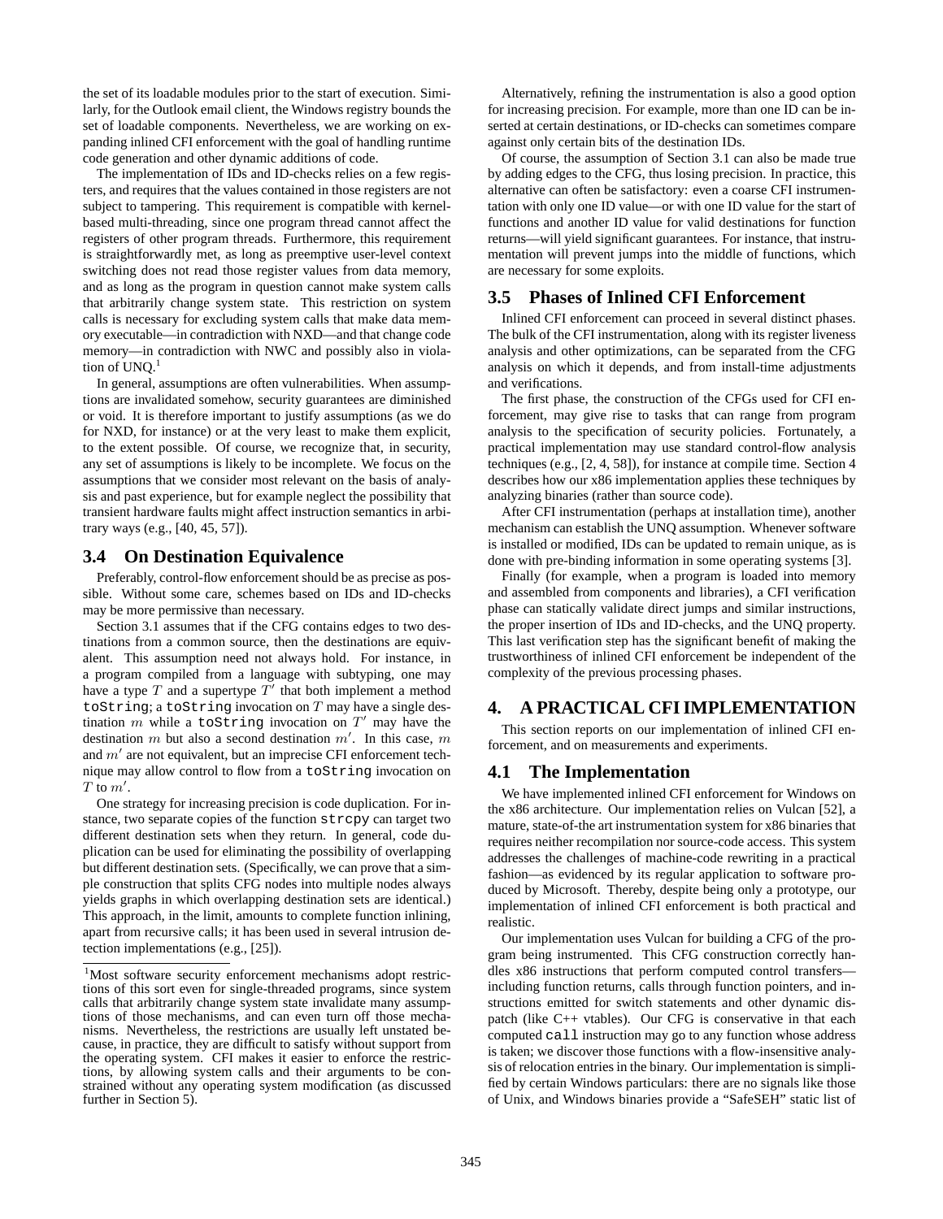the set of its loadable modules prior to the start of execution. Similarly, for the Outlook email client, the Windows registry bounds the set of loadable components. Nevertheless, we are working on expanding inlined CFI enforcement with the goal of handling runtime code generation and other dynamic additions of code.

The implementation of IDs and ID-checks relies on a few registers, and requires that the values contained in those registers are not subject to tampering. This requirement is compatible with kernel-based multi-threading, since one program thread cannot affect the registers of other program threads. Furthermore, this requirement is straightforwardly met, as long as preemptive user-level context switching does not read those register values from data memory, and as long as the program in question cannot make system calls that arbitrarily change system state. This restriction on system calls is necessary for excluding system calls that make data memory executable—in contradiction with NXD—and that change code memory—in contradiction with NWC and possibly also in violation of UNQ.[1]

In general, assumptions are often vulnerabilities. When assumptions are invalidated somehow, security guarantees are diminished or void. It is therefore important to justify assumptions (as we do for NXD, for instance) or at the very least to make them explicit, to the extent possible. Of course, we recognize that, in security, any set of assumptions is likely to be incomplete. We focus on the assumptions that we consider most relevant on the basis of analysis and past experience, but for example neglect the possibility that transient hardware faults might affect instruction semantics in arbitrary ways (e.g., [40, 45, 57]).

## 3.4 On Destination Equivalence

Preferably, control-flow enforcement should be as precise as possible. Without some care, schemes based on IDs and ID-checks may be more permissive than necessary.

Section 3.1 assumes that if the CFG contains edges to two destinations from a common source, then the destinations are equivalent. This assumption need not always hold. For instance, in a program compiled from a language with subtyping, one may have a type $T$ and a supertype $T'$ that both implement a method `toString`; a `toString` invocation on $T$ may have a single destination $m$ while a `toString` invocation on $T'$ may have the destination $m$ but also a second destination $m'$. In this case, $m$ and $m'$ are not equivalent, but an imprecise CFI enforcement technique may allow control to flow from a `toString` invocation on $T$ to $m'$.

One strategy for increasing precision is code duplication. For instance, two separate copies of the function `strcpy` can target two different destination sets when they return. In general, code duplication can be used for eliminating the possibility of overlapping but different destination sets. (Specifically, we can prove that a simple construction that splits CFG nodes into multiple nodes always yields graphs in which overlapping destination sets are identical.) This approach, in the limit, amounts to complete function inlining, apart from recursive calls; it has been used in several intrusion detection implementations (e.g., [25]).

[1]Most software security enforcement mechanisms adopt restrictions of this sort even for single-threaded programs, since system calls that arbitrarily change system state invalidate many assumptions of those mechanisms, and can even turn off those mechanisms. Nevertheless, the restrictions are usually left unstated because, in practice, they are difficult to satisfy without support from the operating system. CFI makes it easier to enforce the restrictions, by allowing system calls and their arguments to be constrained without any operating system modification (as discussed further in Section 5).

Alternatively, refining the instrumentation is also a good option for increasing precision. For example, more than one ID can be inserted at certain destinations, or ID-checks can sometimes compare against only certain bits of the destination IDs.

Of course, the assumption of Section 3.1 can also be made true by adding edges to the CFG, thus losing precision. In practice, this alternative can often be satisfactory: even a coarse CFI instrumentation with only one ID value—or with one ID value for the start of functions and another ID value for valid destinations for function returns—will yield significant guarantees. For instance, that instrumentation will prevent jumps into the middle of functions, which are necessary for some exploits.

## 3.5 Phases of Inlined CFI Enforcement

Inlined CFI enforcement can proceed in several distinct phases. The bulk of the CFI instrumentation, along with its register liveness analysis and other optimizations, can be separated from the CFG analysis on which it depends, and from install-time adjustments and verifications.

The first phase, the construction of the CFGs used for CFI enforcement, may give rise to tasks that can range from program analysis to the specification of security policies. Fortunately, a practical implementation may use standard control-flow analysis techniques (e.g., [2, 4, 58]), for instance at compile time. Section 4 describes how our x86 implementation applies these techniques by analyzing binaries (rather than source code).

After CFI instrumentation (perhaps at installation time), another mechanism can establish the UNQ assumption. Whenever software is installed or modified, IDs can be updated to remain unique, as is done with pre-binding information in some operating systems [3].

Finally (for example, when a program is loaded into memory and assembled from components and libraries), a CFI verification phase can statically validate direct jumps and similar instructions, the proper insertion of IDs and ID-checks, and the UNQ property. This last verification step has the significant benefit of making the trustworthiness of inlined CFI enforcement be independent of the complexity of the previous processing phases.

# 4. A PRACTICAL CFI IMPLEMENTATION

This section reports on our implementation of inlined CFI enforcement, and on measurements and experiments.

## 4.1 The Implementation

We have implemented inlined CFI enforcement for Windows on the x86 architecture. Our implementation relies on Vulcan [52], a mature, state-of-the art instrumentation system for x86 binaries that requires neither recompilation nor source-code access. This system addresses the challenges of machine-code rewriting in a practical fashion—as evidenced by its regular application to software produced by Microsoft. Thereby, despite being only a prototype, our implementation of inlined CFI enforcement is both practical and realistic.

Our implementation uses Vulcan for building a CFG of the program being instrumented. This CFG construction correctly handles x86 instructions that perform computed control transfers—including function returns, calls through function pointers, and instructions emitted for switch statements and other dynamic dispatch (like C++ vtables). Our CFG is conservative in that each computed `call` instruction may go to any function whose address is taken; we discover those functions with a flow-insensitive analysis of relocation entries in the binary. Our implementation is simplified by certain Windows particulars: there are no signals like those of Unix, and Windows binaries provide a "SafeSEH" static list of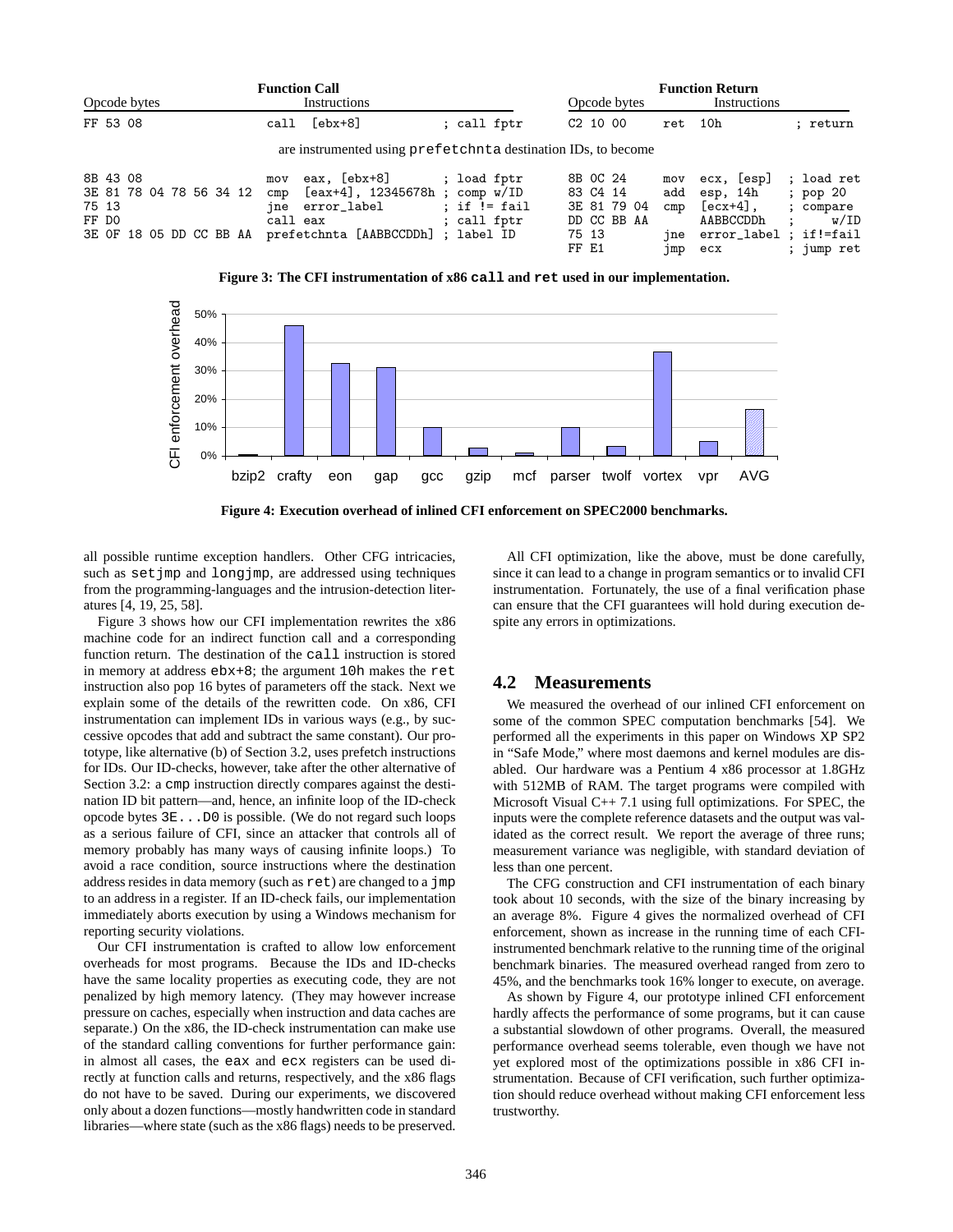**Function Call**

| Opcode bytes | Instructions | |
|---|---|---|
| FF 53 08 | call [ebx+8] | ; call fptr |

**Function Return**

| Opcode bytes | Instructions | |
|---|---|---|
| C2 10 00 | ret 10h | ; return |

are instrumented using prefetchnta destination IDs, to become

```
8B 43 08                  mov  eax, [ebx+8]            ; load fptr
3E 81 78 04 78 56 34 12   cmp  [eax+4], 12345678h      ; comp w/ID
75 13                     jne  error_label             ; if != fail
FF D0                     call eax                     ; call fptr
3E 0F 18 05 DD CC BB AA   prefetchnta [AABBCCDDh]      ; label ID
```

```
8B 0C 24       mov  ecx, [esp]        ; load ret
83 C4 14       add  esp, 14h          ; pop 20
3E 81 79 04    cmp  [ecx+4],          ; compare
DD CC BB AA         AABBCCDDh         ;     w/ID
75 13          jne  error_label       ; if!=fail
FF E1          jmp  ecx               ; jump ret
```

**Figure 3: The CFI instrumentation of x86 call and ret used in our implementation.**

**Figure 4: Execution overhead of inlined CFI enforcement on SPEC2000 benchmarks.**

all possible runtime exception handlers. Other CFG intricacies, such as setjmp and longjmp, are addressed using techniques from the programming-languages and the intrusion-detection literatures [4, 19, 25, 58].

Figure 3 shows how our CFI implementation rewrites the x86 machine code for an indirect function call and a corresponding function return. The destination of the call instruction is stored in memory at address ebx+8; the argument 10h makes the ret instruction also pop 16 bytes of parameters off the stack. Next we explain some of the details of the rewritten code. On x86, CFI instrumentation can implement IDs in various ways (e.g., by successive opcodes that add and subtract the same constant). Our prototype, like alternative (b) of Section 3.2, uses prefetch instructions for IDs. Our ID-checks, however, take after the other alternative of Section 3.2: a cmp instruction directly compares against the destination ID bit pattern—and, hence, an infinite loop of the ID-check opcode bytes 3E...D0 is possible. (We do not regard such loops as a serious failure of CFI, since an attacker that controls all of memory probably has many ways of causing infinite loops.) To avoid a race condition, source instructions where the destination address resides in data memory (such as ret) are changed to a jmp to an address in a register. If an ID-check fails, our implementation immediately aborts execution by using a Windows mechanism for reporting security violations.

Our CFI instrumentation is crafted to allow low enforcement overheads for most programs. Because the IDs and ID-checks have the same locality properties as executing code, they are not penalized by high memory latency. (They may however increase pressure on caches, especially when instruction and data caches are separate.) On the x86, the ID-check instrumentation can make use of the standard calling conventions for further performance gain: in almost all cases, the eax and ecx registers can be used directly at function calls and returns, respectively, and the x86 flags do not have to be saved. During our experiments, we discovered only about a dozen functions—mostly handwritten code in standard libraries—where state (such as the x86 flags) needs to be preserved.

All CFI optimization, like the above, must be done carefully, since it can lead to a change in program semantics or to invalid CFI instrumentation. Fortunately, the use of a final verification phase can ensure that the CFI guarantees will hold during execution despite any errors in optimizations.

## 4.2 Measurements

We measured the overhead of our inlined CFI enforcement on some of the common SPEC computation benchmarks [54]. We performed all the experiments in this paper on Windows XP SP2 in "Safe Mode," where most daemons and kernel modules are disabled. Our hardware was a Pentium 4 x86 processor at 1.8GHz with 512MB of RAM. The target programs were compiled with Microsoft Visual C++ 7.1 using full optimizations. For SPEC, the inputs were the complete reference datasets and the output was validated as the correct result. We report the average of three runs; measurement variance was negligible, with standard deviation of less than one percent.

The CFG construction and CFI instrumentation of each binary took about 10 seconds, with the size of the binary increasing by an average 8%. Figure 4 gives the normalized overhead of CFI enforcement, shown as increase in the running time of each CFI-instrumented benchmark relative to the running time of the original benchmark binaries. The measured overhead ranged from zero to 45%, and the benchmarks took 16% longer to execute, on average.

As shown by Figure 4, our prototype inlined CFI enforcement hardly affects the performance of some programs, but it can cause a substantial slowdown of other programs. Overall, the measured performance overhead seems tolerable, even though we have not yet explored most of the optimizations possible in x86 CFI instrumentation. Because of CFI verification, such further optimization should reduce overhead without making CFI enforcement less trustworthy.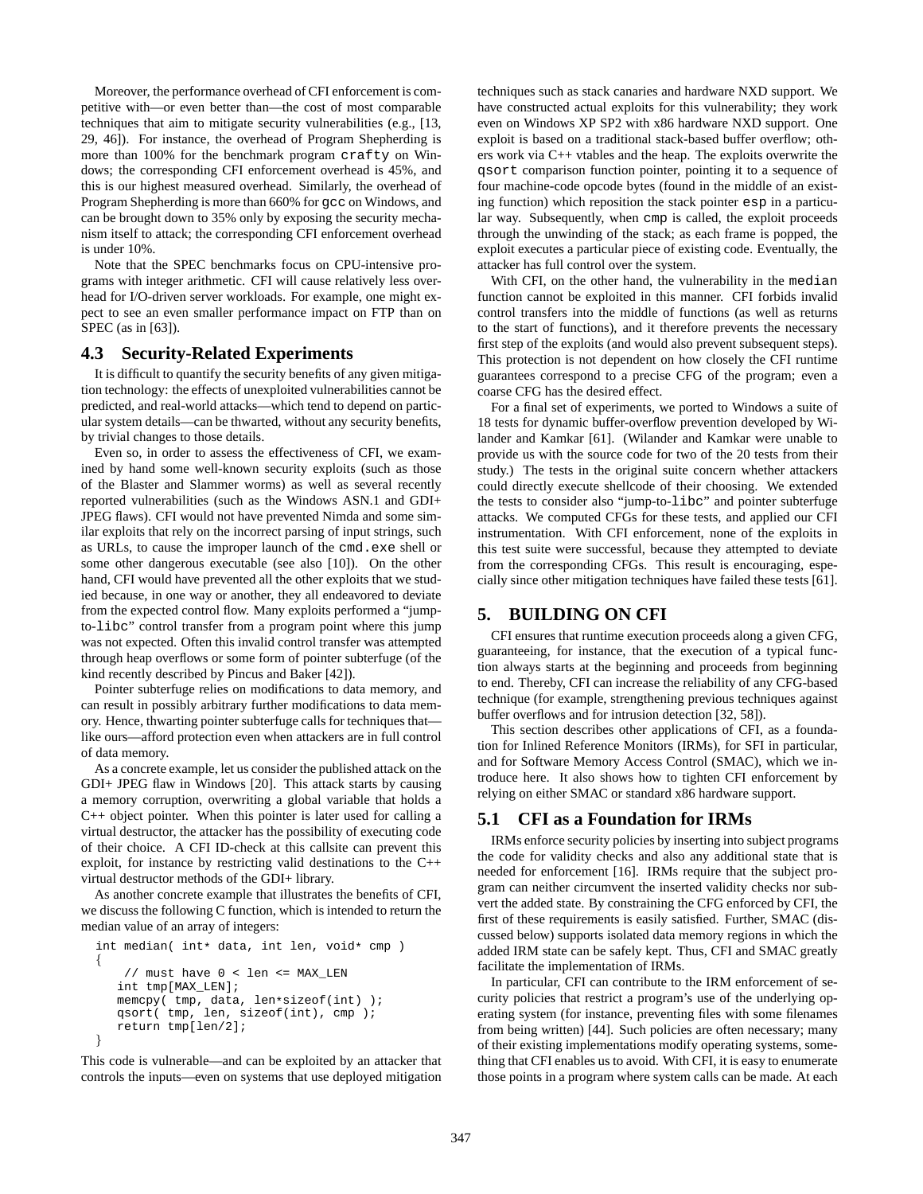Moreover, the performance overhead of CFI enforcement is competitive with—or even better than—the cost of most comparable techniques that aim to mitigate security vulnerabilities (e.g., [13, 29, 46]). For instance, the overhead of Program Shepherding is more than 100% for the benchmark program `crafty` on Windows; the corresponding CFI enforcement overhead is 45%, and this is our highest measured overhead. Similarly, the overhead of Program Shepherding is more than 660% for `gcc` on Windows, and can be brought down to 35% only by exposing the security mechanism itself to attack; the corresponding CFI enforcement overhead is under 10%.

Note that the SPEC benchmarks focus on CPU-intensive programs with integer arithmetic. CFI will cause relatively less overhead for I/O-driven server workloads. For example, one might expect to see an even smaller performance impact on FTP than on SPEC (as in [63]).

## 4.3 Security-Related Experiments

It is difficult to quantify the security benefits of any given mitigation technology: the effects of unexploited vulnerabilities cannot be predicted, and real-world attacks—which tend to depend on particular system details—can be thwarted, without any security benefits, by trivial changes to those details.

Even so, in order to assess the effectiveness of CFI, we examined by hand some well-known security exploits (such as those of the Blaster and Slammer worms) as well as several recently reported vulnerabilities (such as the Windows ASN.1 and GDI+ JPEG flaws). CFI would not have prevented Nimda and some similar exploits that rely on the incorrect parsing of input strings, such as URLs, to cause the improper launch of the `cmd.exe` shell or some other dangerous executable (see also [10]). On the other hand, CFI would have prevented all the other exploits that we studied because, in one way or another, they all endeavored to deviate from the expected control flow. Many exploits performed a "jump-to-`libc`" control transfer from a program point where this jump was not expected. Often this invalid control transfer was attempted through heap overflows or some form of pointer subterfuge (of the kind recently described by Pincus and Baker [42]).

Pointer subterfuge relies on modifications to data memory, and can result in possibly arbitrary further modifications to data memory. Hence, thwarting pointer subterfuge calls for techniques that—like ours—afford protection even when attackers are in full control of data memory.

As a concrete example, let us consider the published attack on the GDI+ JPEG flaw in Windows [20]. This attack starts by causing a memory corruption, overwriting a global variable that holds a C++ object pointer. When this pointer is later used for calling a virtual destructor, the attacker has the possibility of executing code of their choice. A CFI ID-check at this callsite can prevent this exploit, for instance by restricting valid destinations to the C++ virtual destructor methods of the GDI+ library.

As another concrete example that illustrates the benefits of CFI, we discuss the following C function, which is intended to return the median value of an array of integers:

```
int median( int* data, int len, void* cmp )
{
    // must have 0 < len <= MAX_LEN
   int tmp[MAX_LEN];
   memcpy( tmp, data, len*sizeof(int) );
   qsort( tmp, len, sizeof(int), cmp );
   return tmp[len/2];
}
```

This code is vulnerable—and can be exploited by an attacker that controls the inputs—even on systems that use deployed mitigation techniques such as stack canaries and hardware NXD support. We have constructed actual exploits for this vulnerability; they work even on Windows XP SP2 with x86 hardware NXD support. One exploit is based on a traditional stack-based buffer overflow; others work via C++ vtables and the heap. The exploits overwrite the `qsort` comparison function pointer, pointing it to a sequence of four machine-code opcode bytes (found in the middle of an existing function) which reposition the stack pointer `esp` in a particular way. Subsequently, when `cmp` is called, the exploit proceeds through the unwinding of the stack; as each frame is popped, the exploit executes a particular piece of existing code. Eventually, the attacker has full control over the system.

With CFI, on the other hand, the vulnerability in the `median` function cannot be exploited in this manner. CFI forbids invalid control transfers into the middle of functions (as well as returns to the start of functions), and it therefore prevents the necessary first step of the exploits (and would also prevent subsequent steps). This protection is not dependent on how closely the CFI runtime guarantees correspond to a precise CFG of the program; even a coarse CFG has the desired effect.

For a final set of experiments, we ported to Windows a suite of 18 tests for dynamic buffer-overflow prevention developed by Wilander and Kamkar [61]. (Wilander and Kamkar were unable to provide us with the source code for two of the 20 tests from their study.) The tests in the original suite concern whether attackers could directly execute shellcode of their choosing. We extended the tests to consider also "jump-to-`libc`" and pointer subterfuge attacks. We computed CFGs for these tests, and applied our CFI instrumentation. With CFI enforcement, none of the exploits in this test suite were successful, because they attempted to deviate from the corresponding CFGs. This result is encouraging, especially since other mitigation techniques have failed these tests [61].

# 5. BUILDING ON CFI

CFI ensures that runtime execution proceeds along a given CFG, guaranteeing, for instance, that the execution of a typical function always starts at the beginning and proceeds from beginning to end. Thereby, CFI can increase the reliability of any CFG-based technique (for example, strengthening previous techniques against buffer overflows and for intrusion detection [32, 58]).

This section describes other applications of CFI, as a foundation for Inlined Reference Monitors (IRMs), for SFI in particular, and for Software Memory Access Control (SMAC), which we introduce here. It also shows how to tighten CFI enforcement by relying on either SMAC or standard x86 hardware support.

## 5.1 CFI as a Foundation for IRMs

IRMs enforce security policies by inserting into subject programs the code for validity checks and also any additional state that is needed for enforcement [16]. IRMs require that the subject program can neither circumvent the inserted validity checks nor subvert the added state. By constraining the CFG enforced by CFI, the first of these requirements is easily satisfied. Further, SMAC (discussed below) supports isolated data memory regions in which the added IRM state can be safely kept. Thus, CFI and SMAC greatly facilitate the implementation of IRMs.

In particular, CFI can contribute to the IRM enforcement of security policies that restrict a program's use of the underlying operating system (for instance, preventing files with some filenames from being written) [44]. Such policies are often necessary; many of their existing implementations modify operating systems, something that CFI enables us to avoid. With CFI, it is easy to enumerate those points in a program where system calls can be made. At each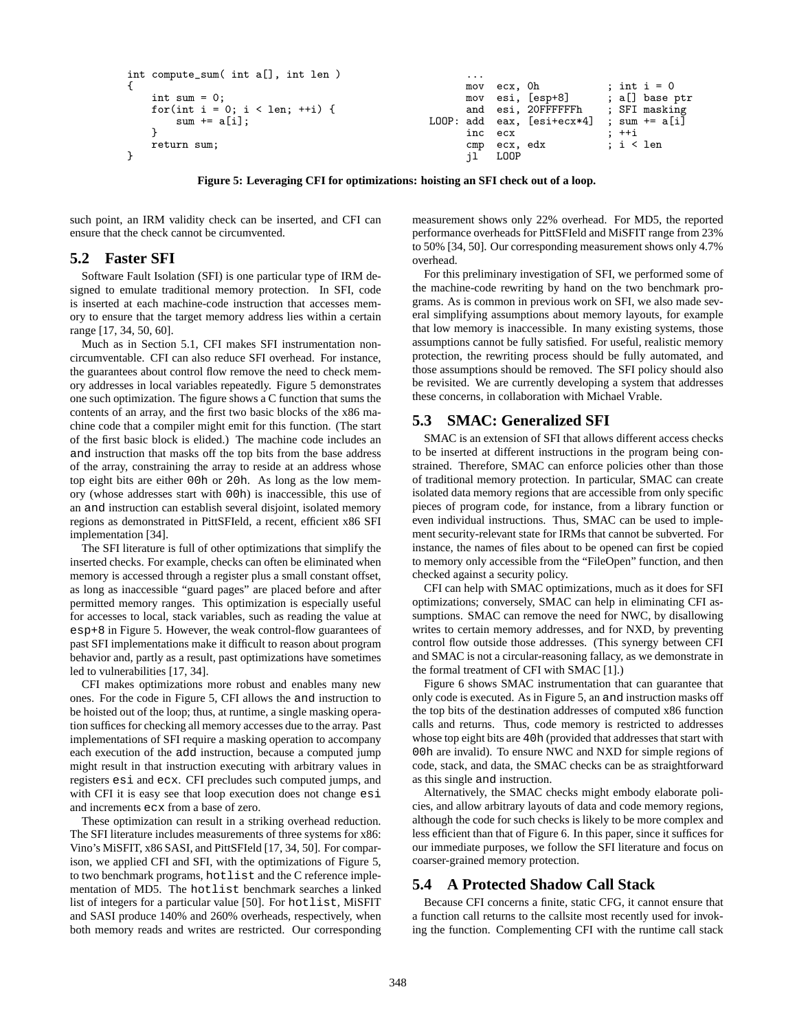```c
int compute_sum( int a[], int len )
{
    int sum = 0;
    for(int i = 0; i < len; ++i) {
        sum += a[i];
    }
    return sum;
}
```

```
        ...
        mov  ecx, 0h              ; int i = 0
        mov  esi, [esp+8]         ; a[] base ptr
        and  esi, 20FFFFFFh       ; SFI masking
LOOP:   add  eax, [esi+ecx*4]    ; sum += a[i]
        inc  ecx                  ; ++i
        cmp  ecx, edx             ; i < len
        jl   LOOP
```

**Figure 5: Leveraging CFI for optimizations: hoisting an SFI check out of a loop.**

such point, an IRM validity check can be inserted, and CFI can ensure that the check cannot be circumvented.

## 5.2 Faster SFI

Software Fault Isolation (SFI) is one particular type of IRM designed to emulate traditional memory protection. In SFI, code is inserted at each machine-code instruction that accesses memory to ensure that the target memory address lies within a certain range [17, 34, 50, 60].

Much as in Section 5.1, CFI makes SFI instrumentation non-circumventable. CFI can also reduce SFI overhead. For instance, the guarantees about control flow remove the need to check memory addresses in local variables repeatedly. Figure 5 demonstrates one such optimization. The figure shows a C function that sums the contents of an array, and the first two basic blocks of the x86 machine code that a compiler might emit for this function. (The start of the first basic block is elided.) The machine code includes an `and` instruction that masks off the top bits from the base address of the array, constraining the array to reside at an address whose top eight bits are either `00h` or `20h`. As long as the low memory (whose addresses start with `00h`) is inaccessible, this use of an `and` instruction can establish several disjoint, isolated memory regions as demonstrated in PittSFIeld, a recent, efficient x86 SFI implementation [34].

The SFI literature is full of other optimizations that simplify the inserted checks. For example, checks can often be eliminated when memory is accessed through a register plus a small constant offset, as long as inaccessible "guard pages" are placed before and after permitted memory ranges. This optimization is especially useful for accesses to local, stack variables, such as reading the value at `esp+8` in Figure 5. However, the weak control-flow guarantees of past SFI implementations make it difficult to reason about program behavior and, partly as a result, past optimizations have sometimes led to vulnerabilities [17, 34].

CFI makes optimizations more robust and enables many new ones. For the code in Figure 5, CFI allows the `and` instruction to be hoisted out of the loop; thus, at runtime, a single masking operation suffices for checking all memory accesses due to the array. Past implementations of SFI require a masking operation to accompany each execution of the `add` instruction, because a computed jump might result in that instruction executing with arbitrary values in registers `esi` and `ecx`. CFI precludes such computed jumps, and with CFI it is easy see that loop execution does not change `esi` and increments `ecx` from a base of zero.

These optimization can result in a striking overhead reduction. The SFI literature includes measurements of three systems for x86: Vino's MiSFIT, x86 SASI, and PittSFIeld [17, 34, 50]. For comparison, we applied CFI and SFI, with the optimizations of Figure 5, to two benchmark programs, `hotlist` and the C reference implementation of MD5. The `hotlist` benchmark searches a linked list of integers for a particular value [50]. For `hotlist`, MiSFIT and SASI produce 140% and 260% overheads, respectively, when both memory reads and writes are restricted. Our corresponding measurement shows only 22% overhead. For MD5, the reported performance overheads for PittSFIeld and MiSFIT range from 23% to 50% [34, 50]. Our corresponding measurement shows only 4.7% overhead.

For this preliminary investigation of SFI, we performed some of the machine-code rewriting by hand on the two benchmark programs. As is common in previous work on SFI, we also made several simplifying assumptions about memory layouts, for example that low memory is inaccessible. In many existing systems, those assumptions cannot be fully satisfied. For useful, realistic memory protection, the rewriting process should be fully automated, and those assumptions should be removed. The SFI policy should also be revisited. We are currently developing a system that addresses these concerns, in collaboration with Michael Vrable.

## 5.3 SMAC: Generalized SFI

SMAC is an extension of SFI that allows different access checks to be inserted at different instructions in the program being constrained. Therefore, SMAC can enforce policies other than those of traditional memory protection. In particular, SMAC can create isolated data memory regions that are accessible from only specific pieces of program code, for instance, from a library function or even individual instructions. Thus, SMAC can be used to implement security-relevant state for IRMs that cannot be subverted. For instance, the names of files about to be opened can first be copied to memory only accessible from the "FileOpen" function, and then checked against a security policy.

CFI can help with SMAC optimizations, much as it does for SFI optimizations; conversely, SMAC can help in eliminating CFI assumptions. SMAC can remove the need for NWC, by disallowing writes to certain memory addresses, and for NXD, by preventing control flow outside those addresses. (This synergy between CFI and SMAC is not a circular-reasoning fallacy, as we demonstrate in the formal treatment of CFI with SMAC [1].)

Figure 6 shows SMAC instrumentation that can guarantee that only code is executed. As in Figure 5, an `and` instruction masks off the top bits of the destination addresses of computed x86 function calls and returns. Thus, code memory is restricted to addresses whose top eight bits are `40h` (provided that addresses that start with `00h` are invalid). To ensure NWC and NXD for simple regions of code, stack, and data, the SMAC checks can be as straightforward as this single `and` instruction.

Alternatively, the SMAC checks might embody elaborate policies, and allow arbitrary layouts of data and code memory regions, although the code for such checks is likely to be more complex and less efficient than that of Figure 6. In this paper, since it suffices for our immediate purposes, we follow the SFI literature and focus on coarser-grained memory protection.

## 5.4 A Protected Shadow Call Stack

Because CFI concerns a finite, static CFG, it cannot ensure that a function call returns to the callsite most recently used for invoking the function. Complementing CFI with the runtime call stack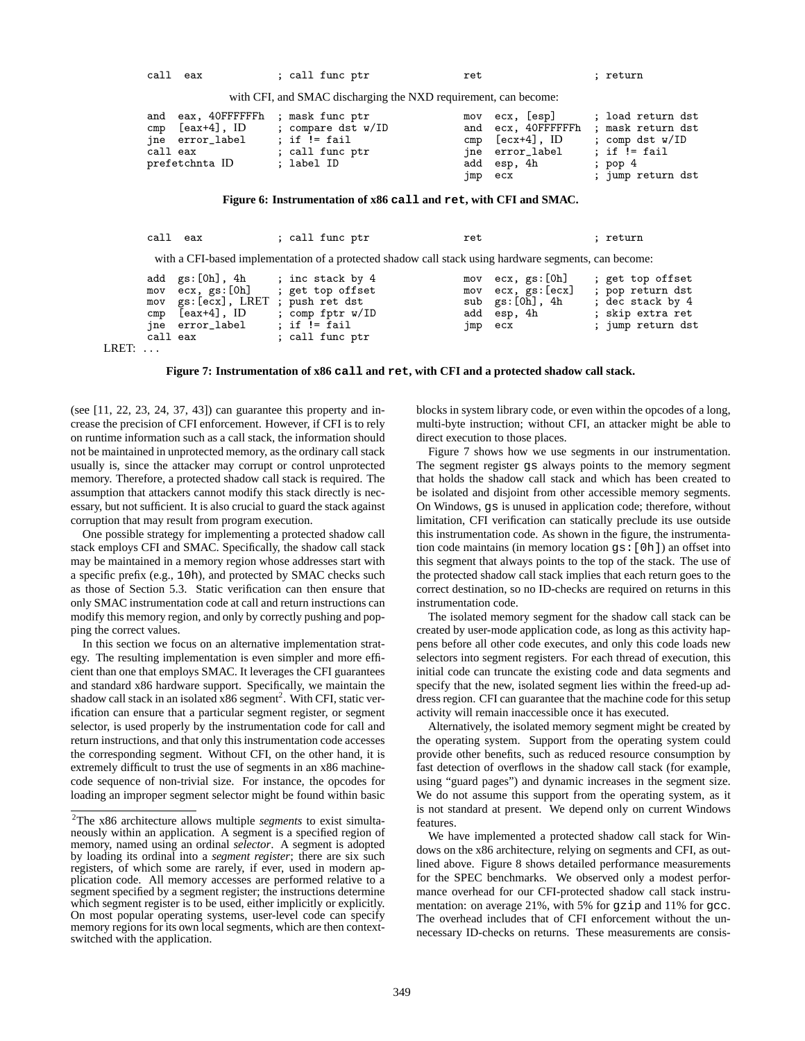```
call  eax              ; call func ptr               ret                  ; return
```

with CFI, and SMAC discharging the NXD requirement, can become:

```
and  eax, 40FFFFFFh  ; mask func ptr         mov  ecx, [esp]       ; load return dst
cmp  [eax+4], ID     ; compare dst w/ID      and  ecx, 40FFFFFFh   ; mask return dst
jne  error_label     ; if != fail            cmp  [ecx+4], ID      ; comp dst w/ID
call eax             ; call func ptr         jne  error_label      ; if != fail
prefetchnta ID       ; label ID              add  esp, 4h          ; pop 4
                                             jmp  ecx              ; jump return dst
```

**Figure 6: Instrumentation of x86 `call` and `ret`, with CFI and SMAC.**

```
call  eax              ; call func ptr               ret                  ; return
```

with a CFI-based implementation of a protected shadow call stack using hardware segments, can become:

```
      add  gs:[0h], 4h     ; inc stack by 4        mov  ecx, gs:[0h]     ; get top offset
      mov  ecx, gs:[0h]    ; get top offset        mov  ecx, gs:[ecx]    ; pop return dst
      mov  gs:[ecx], LRET  ; push ret dst          sub  gs:[0h], 4h      ; dec stack by 4
      cmp  [eax+4], ID     ; comp fptr w/ID        add  esp, 4h          ; skip extra ret
      jne  error_label     ; if != fail            jmp  ecx              ; jump return dst
      call eax             ; call func ptr
LRET: ...
```

**Figure 7: Instrumentation of x86 `call` and `ret`, with CFI and a protected shadow call stack.**

(see [11, 22, 23, 24, 37, 43]) can guarantee this property and increase the precision of CFI enforcement. However, if CFI is to rely on runtime information such as a call stack, the information should not be maintained in unprotected memory, as the ordinary call stack usually is, since the attacker may corrupt or control unprotected memory. Therefore, a protected shadow call stack is required. The assumption that attackers cannot modify this stack directly is necessary, but not sufficient. It is also crucial to guard the stack against corruption that may result from program execution.

One possible strategy for implementing a protected shadow call stack employs CFI and SMAC. Specifically, the shadow call stack may be maintained in a memory region whose addresses start with a specific prefix (e.g., `10h`), and protected by SMAC checks such as those of Section 5.3. Static verification can then ensure that only SMAC instrumentation code at call and return instructions can modify this memory region, and only by correctly pushing and popping the correct values.

In this section we focus on an alternative implementation strategy. The resulting implementation is even simpler and more efficient than one that employs SMAC. It leverages the CFI guarantees and standard x86 hardware support. Specifically, we maintain the shadow call stack in an isolated x86 segment[2]. With CFI, static verification can ensure that a particular segment register, or segment selector, is used properly by the instrumentation code for call and return instructions, and that only this instrumentation code accesses the corresponding segment. Without CFI, on the other hand, it is extremely difficult to trust the use of segments in an x86 machine-code sequence of non-trivial size. For instance, the opcodes for loading an improper segment selector might be found within basic blocks in system library code, or even within the opcodes of a long, multi-byte instruction; without CFI, an attacker might be able to direct execution to those places.

Figure 7 shows how we use segments in our instrumentation. The segment register `gs` always points to the memory segment that holds the shadow call stack and which has been created to be isolated and disjoint from other accessible memory segments. On Windows, `gs` is unused in application code; therefore, without limitation, CFI verification can statically preclude its use outside this instrumentation code. As shown in the figure, the instrumentation code maintains (in memory location `gs:[0h]`) an offset into this segment that always points to the top of the stack. The use of the protected shadow call stack implies that each return goes to the correct destination, so no ID-checks are required on returns in this instrumentation code.

The isolated memory segment for the shadow call stack can be created by user-mode application code, as long as this activity happens before all other code executes, and only this code loads new selectors into segment registers. For each thread of execution, this initial code can truncate the existing code and data segments and specify that the new, isolated segment lies within the freed-up address region. CFI can guarantee that the machine code for this setup activity will remain inaccessible once it has executed.

Alternatively, the isolated memory segment might be created by the operating system. Support from the operating system could provide other benefits, such as reduced resource consumption by fast detection of overflows in the shadow call stack (for example, using "guard pages") and dynamic increases in the segment size. We do not assume this support from the operating system, as it is not standard at present. We depend only on current Windows features.

We have implemented a protected shadow call stack for Windows on the x86 architecture, relying on segments and CFI, as outlined above. Figure 8 shows detailed performance measurements for the SPEC benchmarks. We observed only a modest performance overhead for our CFI-protected shadow call stack instrumentation: on average 21%, with 5% for `gzip` and 11% for `gcc`. The overhead includes that of CFI enforcement without the unnecessary ID-checks on returns. These measurements are consis-

[2] The x86 architecture allows multiple *segments* to exist simultaneously within an application. A segment is a specified region of memory, named using an ordinal *selector*. A segment is adopted by loading its ordinal into a *segment register*; there are six such registers, of which some are rarely, if ever, used in modern application code. All memory accesses are performed relative to a segment specified by a segment register; the instructions determine which segment register is to be used, either implicitly or explicitly. On most popular operating systems, user-level code can specify memory regions for its own local segments, which are then context-switched with the application.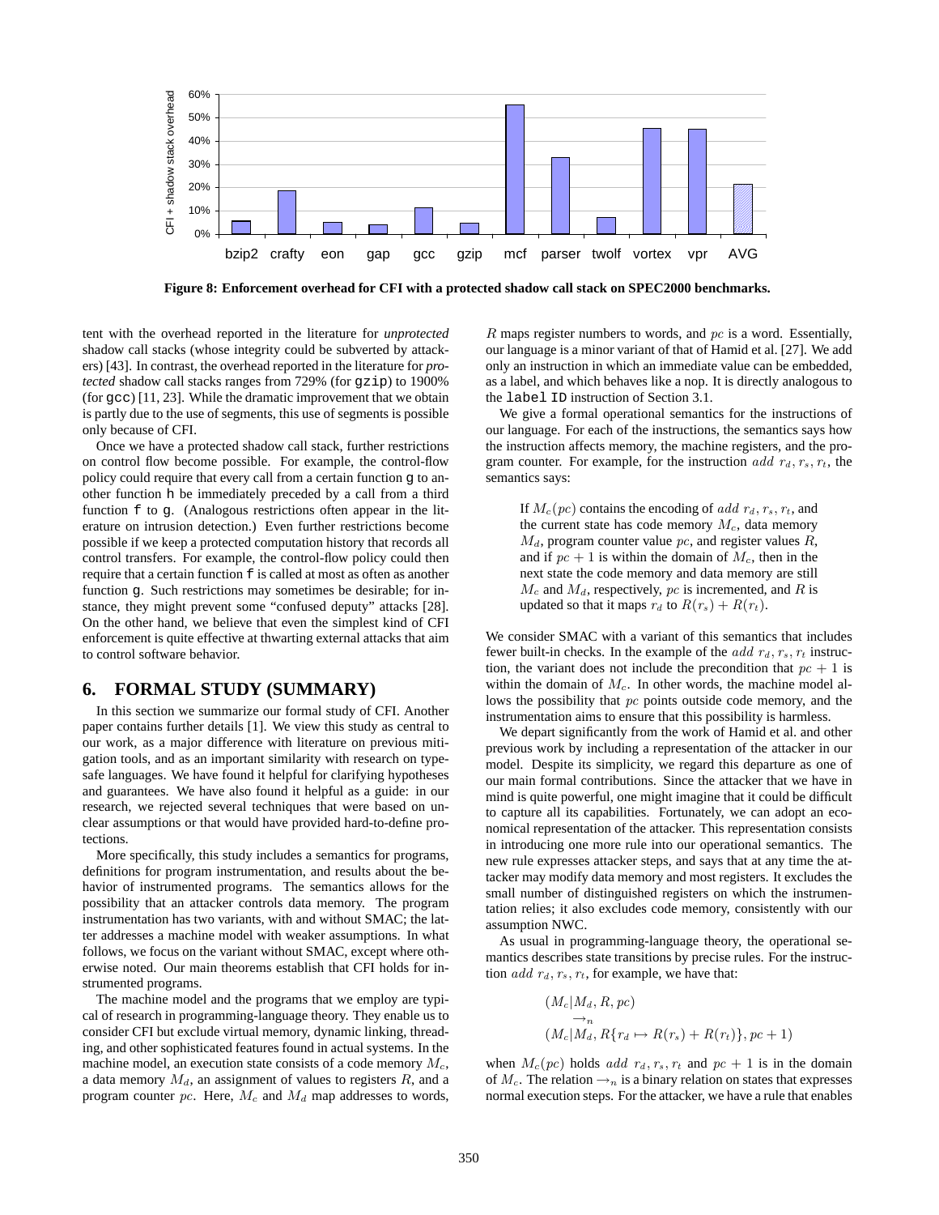Figure 8: Enforcement overhead for CFI with a protected shadow call stack on SPEC2000 benchmarks.

tent with the overhead reported in the literature for *unprotected* shadow call stacks (whose integrity could be subverted by attackers) [43]. In contrast, the overhead reported in the literature for *protected* shadow call stacks ranges from 729% (for `gzip`) to 1900% (for `gcc`) [11, 23]. While the dramatic improvement that we obtain is partly due to the use of segments, this use of segments is possible only because of CFI.

Once we have a protected shadow call stack, further restrictions on control flow become possible. For example, the control-flow policy could require that every call from a certain function `g` to another function `h` be immediately preceded by a call from a third function `f` to `g`. (Analogous restrictions often appear in the literature on intrusion detection.) Even further restrictions become possible if we keep a protected computation history that records all control transfers. For example, the control-flow policy could then require that a certain function `f` is called at most as often as another function `g`. Such restrictions may sometimes be desirable; for instance, they might prevent some "confused deputy" attacks [28]. On the other hand, we believe that even the simplest kind of CFI enforcement is quite effective at thwarting external attacks that aim to control software behavior.

## 6. FORMAL STUDY (SUMMARY)

In this section we summarize our formal study of CFI. Another paper contains further details [1]. We view this study as central to our work, as a major difference with literature on previous mitigation tools, and as an important similarity with research on type-safe languages. We have found it helpful for clarifying hypotheses and guarantees. We have also found it helpful as a guide: in our research, we rejected several techniques that were based on unclear assumptions or that would have provided hard-to-define protections.

More specifically, this study includes a semantics for programs, definitions for program instrumentation, and results about the behavior of instrumented programs. The semantics allows for the possibility that an attacker controls data memory. The program instrumentation has two variants, with and without SMAC; the latter addresses a machine model with weaker assumptions. In what follows, we focus on the variant without SMAC, except where otherwise noted. Our main theorems establish that CFI holds for instrumented programs.

The machine model and the programs that we employ are typical of research in programming-language theory. They enable us to consider CFI but exclude virtual memory, dynamic linking, threading, and other sophisticated features found in actual systems. In the machine model, an execution state consists of a code memory $M_c$, a data memory $M_d$, an assignment of values to registers $R$, and a program counter $pc$. Here, $M_c$ and $M_d$ map addresses to words, $R$ maps register numbers to words, and $pc$ is a word. Essentially, our language is a minor variant of that of Hamid et al. [27]. We add only an instruction in which an immediate value can be embedded, as a label, and which behaves like a nop. It is directly analogous to the `label ID` instruction of Section 3.1.

We give a formal operational semantics for the instructions of our language. For each of the instructions, the semantics says how the instruction affects memory, the machine registers, and the program counter. For example, for the instruction $add\ r_d, r_s, r_t$, the semantics says:

> If $M_c(pc)$ contains the encoding of $add\ r_d, r_s, r_t$, and the current state has code memory $M_c$, data memory $M_d$, program counter value $pc$, and register values $R$, and if $pc+1$ is within the domain of $M_c$, then in the next state the code memory and data memory are still $M_c$ and $M_d$, respectively, $pc$ is incremented, and $R$ is updated so that it maps $r_d$ to $R(r_s) + R(r_t)$.

We consider SMAC with a variant of this semantics that includes fewer built-in checks. In the example of the $add\ r_d, r_s, r_t$ instruction, the variant does not include the precondition that $pc + 1$ is within the domain of $M_c$. In other words, the machine model allows the possibility that $pc$ points outside code memory, and the instrumentation aims to ensure that this possibility is harmless.

We depart significantly from the work of Hamid et al. and other previous work by including a representation of the attacker in our model. Despite its simplicity, we regard this departure as one of our main formal contributions. Since the attacker that we have in mind is quite powerful, one might imagine that it could be difficult to capture all its capabilities. Fortunately, we can adopt an economical representation of the attacker. This representation consists in introducing one more rule into our operational semantics. The new rule expresses attacker steps, and says that at any time the attacker may modify data memory and most registers. It excludes the small number of distinguished registers on which the instrumentation relies; it also excludes code memory, consistently with our assumption NWC.

As usual in programming-language theory, the operational semantics describes state transitions by precise rules. For the instruction $add\ r_d, r_s, r_t$, for example, we have that:

$$\begin{array}{l}(M_c|M_d, R, pc)\\ \quad\rightarrow_n\\ (M_c|M_d, R\{r_d \mapsto R(r_s) + R(r_t)\}, pc + 1)\end{array}$$

when $M_c(pc)$ holds $add\ r_d, r_s, r_t$ and $pc + 1$ is in the domain of $M_c$. The relation $\rightarrow_n$ is a binary relation on states that expresses normal execution steps. For the attacker, we have a rule that enables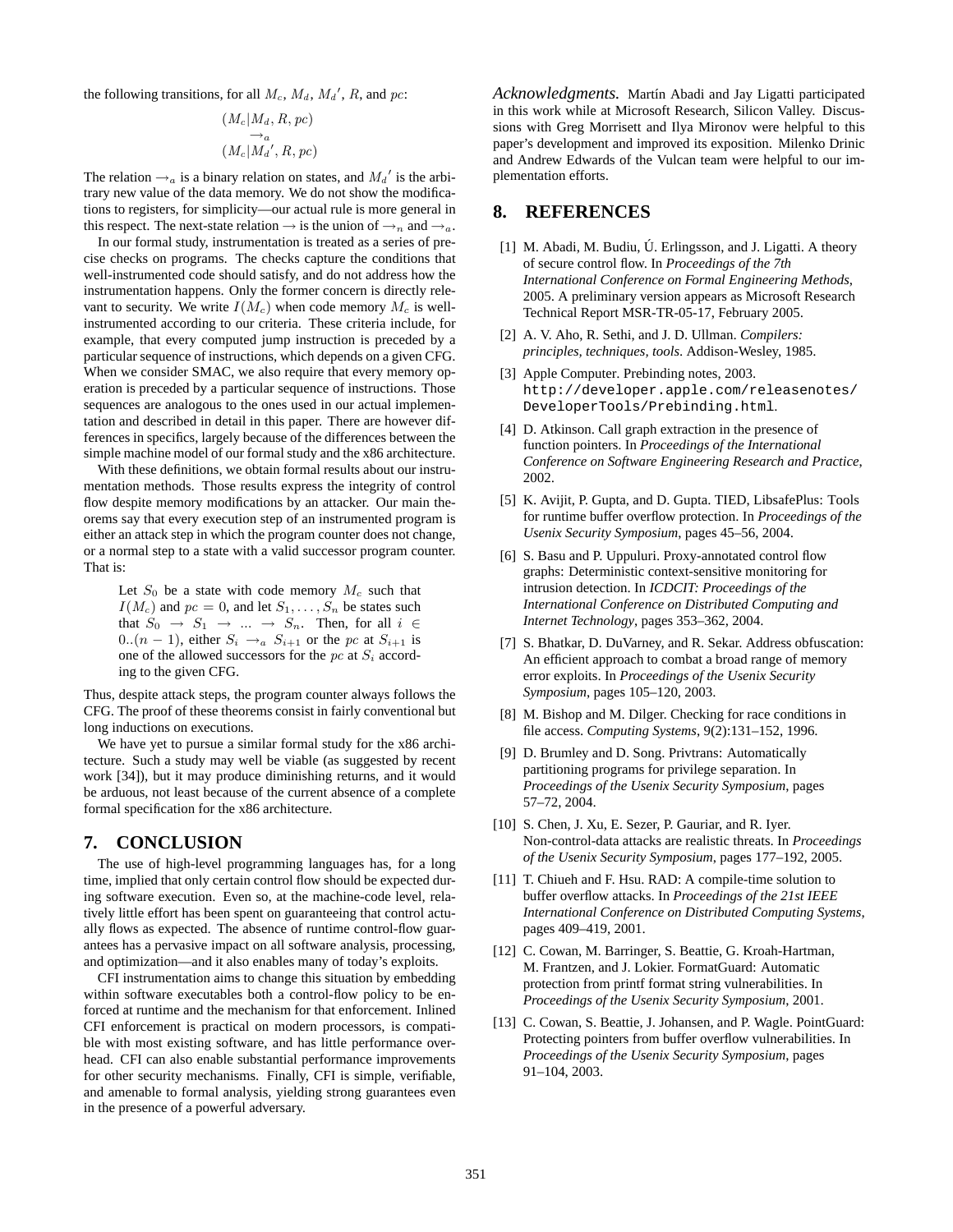the following transitions, for all $M_c$, $M_d$, $M_d{}'$, $R$, and $pc$:

$$
\begin{array}{c}
(M_c|M_d, R, pc) \\
\rightarrow_a \\
(M_c|M_d{}', R, pc)
\end{array}
$$

The relation $\rightarrow_a$ is a binary relation on states, and $M_d{}'$ is the arbitrary new value of the data memory. We do not show the modifications to registers, for simplicity—our actual rule is more general in this respect. The next-state relation $\rightarrow$ is the union of $\rightarrow_n$ and $\rightarrow_a$.

In our formal study, instrumentation is treated as a series of precise checks on programs. The checks capture the conditions that well-instrumented code should satisfy, and do not address how the instrumentation happens. Only the former concern is directly relevant to security. We write $I(M_c)$ when code memory $M_c$ is well-instrumented according to our criteria. These criteria include, for example, that every computed jump instruction is preceded by a particular sequence of instructions, which depends on a given CFG. When we consider SMAC, we also require that every memory operation is preceded by a particular sequence of instructions. Those sequences are analogous to the ones used in our actual implementation and described in detail in this paper. There are however differences in specifics, largely because of the differences between the simple machine model of our formal study and the x86 architecture.

With these definitions, we obtain formal results about our instrumentation methods. Those results express the integrity of control flow despite memory modifications by an attacker. Our main theorems say that every execution step of an instrumented program is either an attack step in which the program counter does not change, or a normal step to a state with a valid successor program counter. That is:

> Let $S_0$ be a state with code memory $M_c$ such that $I(M_c)$ and $pc = 0$, and let $S_1, \ldots, S_n$ be states such that $S_0 \rightarrow S_1 \rightarrow \ldots \rightarrow S_n$. Then, for all $i \in 0..(n-1)$, either $S_i \rightarrow_a S_{i+1}$ or the $pc$ at $S_{i+1}$ is one of the allowed successors for the $pc$ at $S_i$ according to the given CFG.

Thus, despite attack steps, the program counter always follows the CFG. The proof of these theorems consist in fairly conventional but long inductions on executions.

We have yet to pursue a similar formal study for the x86 architecture. Such a study may well be viable (as suggested by recent work [34]), but it may produce diminishing returns, and it would be arduous, not least because of the current absence of a complete formal specification for the x86 architecture.

## 7. CONCLUSION

The use of high-level programming languages has, for a long time, implied that only certain control flow should be expected during software execution. Even so, at the machine-code level, relatively little effort has been spent on guaranteeing that control actually flows as expected. The absence of runtime control-flow guarantees has a pervasive impact on all software analysis, processing, and optimization—and it also enables many of today's exploits.

CFI instrumentation aims to change this situation by embedding within software executables both a control-flow policy to be enforced at runtime and the mechanism for that enforcement. Inlined CFI enforcement is practical on modern processors, is compatible with most existing software, and has little performance overhead. CFI can also enable substantial performance improvements for other security mechanisms. Finally, CFI is simple, verifiable, and amenable to formal analysis, yielding strong guarantees even in the presence of a powerful adversary.

*Acknowledgments.* Martín Abadi and Jay Ligatti participated in this work while at Microsoft Research, Silicon Valley. Discussions with Greg Morrisett and Ilya Mironov were helpful to this paper's development and improved its exposition. Milenko Drinic and Andrew Edwards of the Vulcan team were helpful to our implementation efforts.

## 8. REFERENCES

[1] M. Abadi, M. Budiu, Ú. Erlingsson, and J. Ligatti. A theory of secure control flow. In *Proceedings of the 7th International Conference on Formal Engineering Methods*, 2005. A preliminary version appears as Microsoft Research Technical Report MSR-TR-05-17, February 2005.

[2] A. V. Aho, R. Sethi, and J. D. Ullman. *Compilers: principles, techniques, tools*. Addison-Wesley, 1985.

[3] Apple Computer. Prebinding notes, 2003. `http://developer.apple.com/releasenotes/DeveloperTools/Prebinding.html`.

[4] D. Atkinson. Call graph extraction in the presence of function pointers. In *Proceedings of the International Conference on Software Engineering Research and Practice*, 2002.

[5] K. Avijit, P. Gupta, and D. Gupta. TIED, LibsafePlus: Tools for runtime buffer overflow protection. In *Proceedings of the Usenix Security Symposium*, pages 45–56, 2004.

[6] S. Basu and P. Uppuluri. Proxy-annotated control flow graphs: Deterministic context-sensitive monitoring for intrusion detection. In *ICDCIT: Proceedings of the International Conference on Distributed Computing and Internet Technology*, pages 353–362, 2004.

[7] S. Bhatkar, D. DuVarney, and R. Sekar. Address obfuscation: An efficient approach to combat a broad range of memory error exploits. In *Proceedings of the Usenix Security Symposium*, pages 105–120, 2003.

[8] M. Bishop and M. Dilger. Checking for race conditions in file access. *Computing Systems*, 9(2):131–152, 1996.

[9] D. Brumley and D. Song. Privtrans: Automatically partitioning programs for privilege separation. In *Proceedings of the Usenix Security Symposium*, pages 57–72, 2004.

[10] S. Chen, J. Xu, E. Sezer, P. Gauriar, and R. Iyer. Non-control-data attacks are realistic threats. In *Proceedings of the Usenix Security Symposium*, pages 177–192, 2005.

[11] T. Chiueh and F. Hsu. RAD: A compile-time solution to buffer overflow attacks. In *Proceedings of the 21st IEEE International Conference on Distributed Computing Systems*, pages 409–419, 2001.

[12] C. Cowan, M. Barringer, S. Beattie, G. Kroah-Hartman, M. Frantzen, and J. Lokier. FormatGuard: Automatic protection from printf format string vulnerabilities. In *Proceedings of the Usenix Security Symposium*, 2001.

[13] C. Cowan, S. Beattie, J. Johansen, and P. Wagle. PointGuard: Protecting pointers from buffer overflow vulnerabilities. In *Proceedings of the Usenix Security Symposium*, pages 91–104, 2003.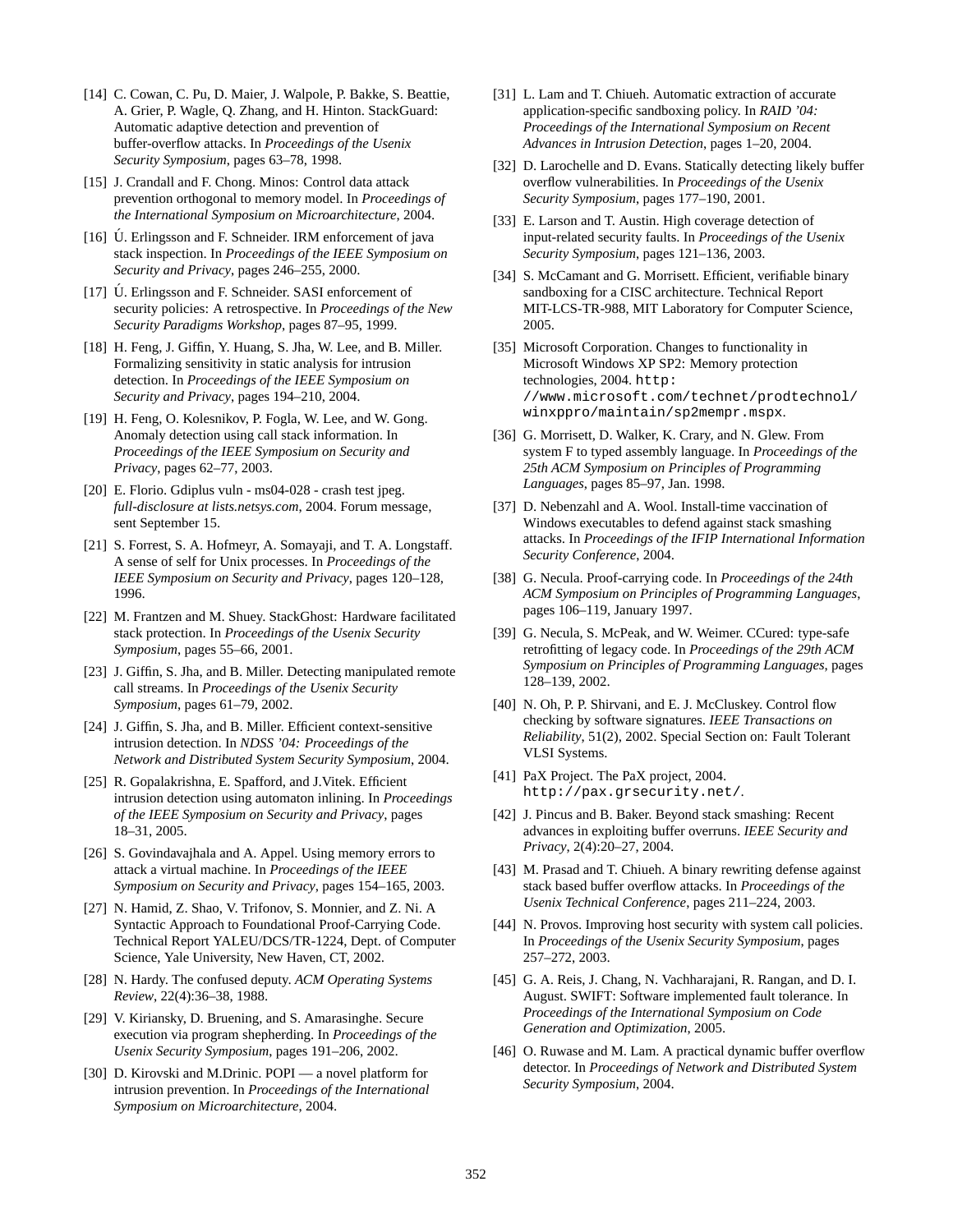[14] C. Cowan, C. Pu, D. Maier, J. Walpole, P. Bakke, S. Beattie, A. Grier, P. Wagle, Q. Zhang, and H. Hinton. StackGuard: Automatic adaptive detection and prevention of buffer-overflow attacks. In *Proceedings of the Usenix Security Symposium*, pages 63–78, 1998.

[15] J. Crandall and F. Chong. Minos: Control data attack prevention orthogonal to memory model. In *Proceedings of the International Symposium on Microarchitecture*, 2004.

[16] Ú. Erlingsson and F. Schneider. IRM enforcement of java stack inspection. In *Proceedings of the IEEE Symposium on Security and Privacy*, pages 246–255, 2000.

[17] Ú. Erlingsson and F. Schneider. SASI enforcement of security policies: A retrospective. In *Proceedings of the New Security Paradigms Workshop*, pages 87–95, 1999.

[18] H. Feng, J. Giffin, Y. Huang, S. Jha, W. Lee, and B. Miller. Formalizing sensitivity in static analysis for intrusion detection. In *Proceedings of the IEEE Symposium on Security and Privacy*, pages 194–210, 2004.

[19] H. Feng, O. Kolesnikov, P. Fogla, W. Lee, and W. Gong. Anomaly detection using call stack information. In *Proceedings of the IEEE Symposium on Security and Privacy*, pages 62–77, 2003.

[20] E. Florio. Gdiplus vuln - ms04-028 - crash test jpeg. *full-disclosure at lists.netsys.com*, 2004. Forum message, sent September 15.

[21] S. Forrest, S. A. Hofmeyr, A. Somayaji, and T. A. Longstaff. A sense of self for Unix processes. In *Proceedings of the IEEE Symposium on Security and Privacy*, pages 120–128, 1996.

[22] M. Frantzen and M. Shuey. StackGhost: Hardware facilitated stack protection. In *Proceedings of the Usenix Security Symposium*, pages 55–66, 2001.

[23] J. Giffin, S. Jha, and B. Miller. Detecting manipulated remote call streams. In *Proceedings of the Usenix Security Symposium*, pages 61–79, 2002.

[24] J. Giffin, S. Jha, and B. Miller. Efficient context-sensitive intrusion detection. In *NDSS '04: Proceedings of the Network and Distributed System Security Symposium*, 2004.

[25] R. Gopalakrishna, E. Spafford, and J.Vitek. Efficient intrusion detection using automaton inlining. In *Proceedings of the IEEE Symposium on Security and Privacy*, pages 18–31, 2005.

[26] S. Govindavajhala and A. Appel. Using memory errors to attack a virtual machine. In *Proceedings of the IEEE Symposium on Security and Privacy*, pages 154–165, 2003.

[27] N. Hamid, Z. Shao, V. Trifonov, S. Monnier, and Z. Ni. A Syntactic Approach to Foundational Proof-Carrying Code. Technical Report YALEU/DCS/TR-1224, Dept. of Computer Science, Yale University, New Haven, CT, 2002.

[28] N. Hardy. The confused deputy. *ACM Operating Systems Review*, 22(4):36–38, 1988.

[29] V. Kiriansky, D. Bruening, and S. Amarasinghe. Secure execution via program shepherding. In *Proceedings of the Usenix Security Symposium*, pages 191–206, 2002.

[30] D. Kirovski and M.Drinic. POPI — a novel platform for intrusion prevention. In *Proceedings of the International Symposium on Microarchitecture*, 2004.

[31] L. Lam and T. Chiueh. Automatic extraction of accurate application-specific sandboxing policy. In *RAID '04: Proceedings of the International Symposium on Recent Advances in Intrusion Detection*, pages 1–20, 2004.

[32] D. Larochelle and D. Evans. Statically detecting likely buffer overflow vulnerabilities. In *Proceedings of the Usenix Security Symposium*, pages 177–190, 2001.

[33] E. Larson and T. Austin. High coverage detection of input-related security faults. In *Proceedings of the Usenix Security Symposium*, pages 121–136, 2003.

[34] S. McCamant and G. Morrisett. Efficient, verifiable binary sandboxing for a CISC architecture. Technical Report MIT-LCS-TR-988, MIT Laboratory for Computer Science, 2005.

[35] Microsoft Corporation. Changes to functionality in Microsoft Windows XP SP2: Memory protection technologies, 2004. `http://www.microsoft.com/technet/prodtechnol/winxppro/maintain/sp2mempr.mspx`.

[36] G. Morrisett, D. Walker, K. Crary, and N. Glew. From system F to typed assembly language. In *Proceedings of the 25th ACM Symposium on Principles of Programming Languages*, pages 85–97, Jan. 1998.

[37] D. Nebenzahl and A. Wool. Install-time vaccination of Windows executables to defend against stack smashing attacks. In *Proceedings of the IFIP International Information Security Conference*, 2004.

[38] G. Necula. Proof-carrying code. In *Proceedings of the 24th ACM Symposium on Principles of Programming Languages*, pages 106–119, January 1997.

[39] G. Necula, S. McPeak, and W. Weimer. CCured: type-safe retrofitting of legacy code. In *Proceedings of the 29th ACM Symposium on Principles of Programming Languages*, pages 128–139, 2002.

[40] N. Oh, P. P. Shirvani, and E. J. McCluskey. Control flow checking by software signatures. *IEEE Transactions on Reliability*, 51(2), 2002. Special Section on: Fault Tolerant VLSI Systems.

[41] PaX Project. The PaX project, 2004. `http://pax.grsecurity.net/`.

[42] J. Pincus and B. Baker. Beyond stack smashing: Recent advances in exploiting buffer overruns. *IEEE Security and Privacy*, 2(4):20–27, 2004.

[43] M. Prasad and T. Chiueh. A binary rewriting defense against stack based buffer overflow attacks. In *Proceedings of the Usenix Technical Conference*, pages 211–224, 2003.

[44] N. Provos. Improving host security with system call policies. In *Proceedings of the Usenix Security Symposium*, pages 257–272, 2003.

[45] G. A. Reis, J. Chang, N. Vachharajani, R. Rangan, and D. I. August. SWIFT: Software implemented fault tolerance. In *Proceedings of the International Symposium on Code Generation and Optimization*, 2005.

[46] O. Ruwase and M. Lam. A practical dynamic buffer overflow detector. In *Proceedings of Network and Distributed System Security Symposium*, 2004.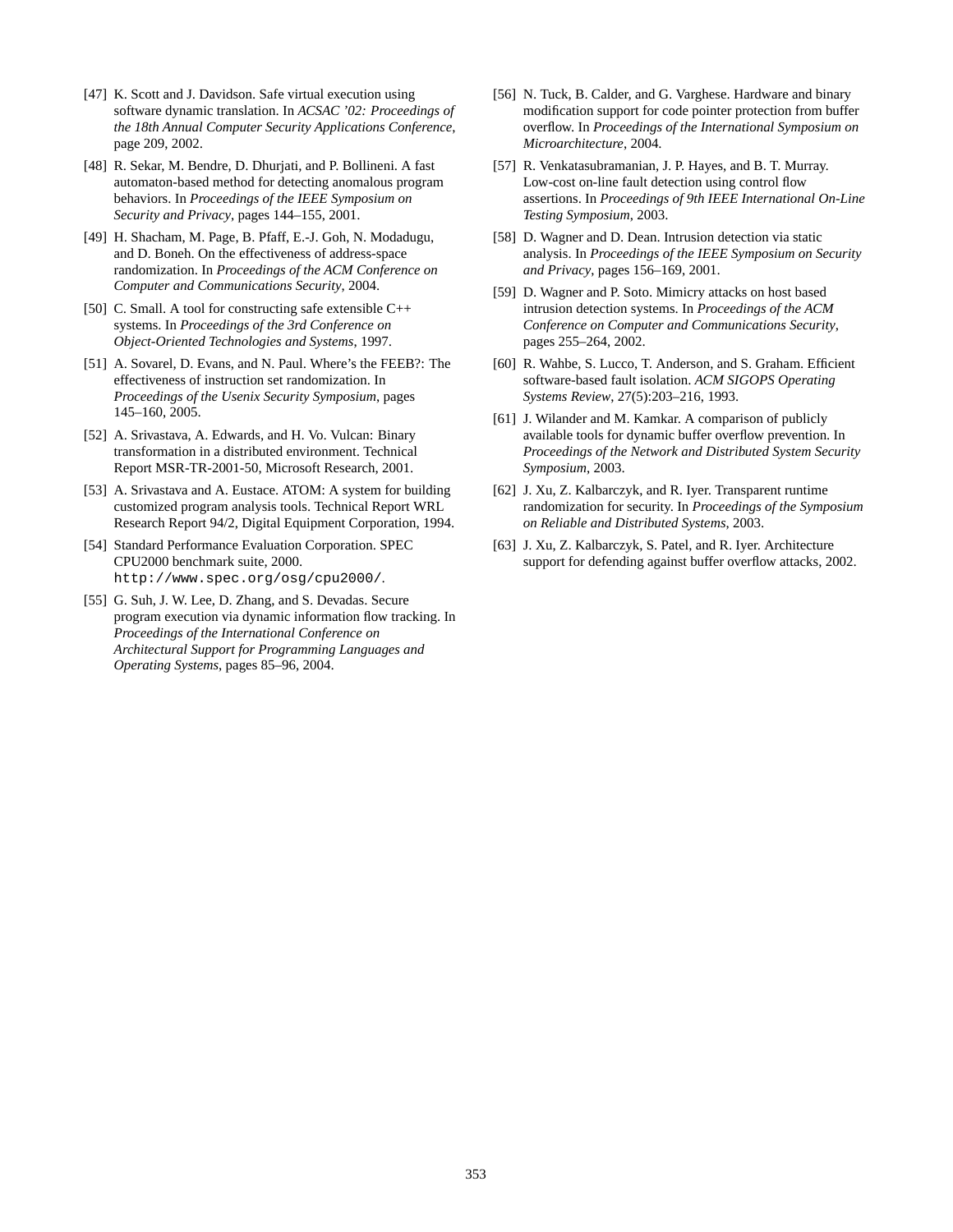[47] K. Scott and J. Davidson. Safe virtual execution using software dynamic translation. In *ACSAC '02: Proceedings of the 18th Annual Computer Security Applications Conference*, page 209, 2002.

[48] R. Sekar, M. Bendre, D. Dhurjati, and P. Bollineni. A fast automaton-based method for detecting anomalous program behaviors. In *Proceedings of the IEEE Symposium on Security and Privacy*, pages 144–155, 2001.

[49] H. Shacham, M. Page, B. Pfaff, E.-J. Goh, N. Modadugu, and D. Boneh. On the effectiveness of address-space randomization. In *Proceedings of the ACM Conference on Computer and Communications Security*, 2004.

[50] C. Small. A tool for constructing safe extensible C++ systems. In *Proceedings of the 3rd Conference on Object-Oriented Technologies and Systems*, 1997.

[51] A. Sovarel, D. Evans, and N. Paul. Where's the FEEB?: The effectiveness of instruction set randomization. In *Proceedings of the Usenix Security Symposium*, pages 145–160, 2005.

[52] A. Srivastava, A. Edwards, and H. Vo. Vulcan: Binary transformation in a distributed environment. Technical Report MSR-TR-2001-50, Microsoft Research, 2001.

[53] A. Srivastava and A. Eustace. ATOM: A system for building customized program analysis tools. Technical Report WRL Research Report 94/2, Digital Equipment Corporation, 1994.

[54] Standard Performance Evaluation Corporation. SPEC CPU2000 benchmark suite, 2000. `http://www.spec.org/osg/cpu2000/`.

[55] G. Suh, J. W. Lee, D. Zhang, and S. Devadas. Secure program execution via dynamic information flow tracking. In *Proceedings of the International Conference on Architectural Support for Programming Languages and Operating Systems*, pages 85–96, 2004.

[56] N. Tuck, B. Calder, and G. Varghese. Hardware and binary modification support for code pointer protection from buffer overflow. In *Proceedings of the International Symposium on Microarchitecture*, 2004.

[57] R. Venkatasubramanian, J. P. Hayes, and B. T. Murray. Low-cost on-line fault detection using control flow assertions. In *Proceedings of 9th IEEE International On-Line Testing Symposium*, 2003.

[58] D. Wagner and D. Dean. Intrusion detection via static analysis. In *Proceedings of the IEEE Symposium on Security and Privacy*, pages 156–169, 2001.

[59] D. Wagner and P. Soto. Mimicry attacks on host based intrusion detection systems. In *Proceedings of the ACM Conference on Computer and Communications Security*, pages 255–264, 2002.

[60] R. Wahbe, S. Lucco, T. Anderson, and S. Graham. Efficient software-based fault isolation. *ACM SIGOPS Operating Systems Review*, 27(5):203–216, 1993.

[61] J. Wilander and M. Kamkar. A comparison of publicly available tools for dynamic buffer overflow prevention. In *Proceedings of the Network and Distributed System Security Symposium*, 2003.

[62] J. Xu, Z. Kalbarczyk, and R. Iyer. Transparent runtime randomization for security. In *Proceedings of the Symposium on Reliable and Distributed Systems*, 2003.

[63] J. Xu, Z. Kalbarczyk, S. Patel, and R. Iyer. Architecture support for defending against buffer overflow attacks, 2002.